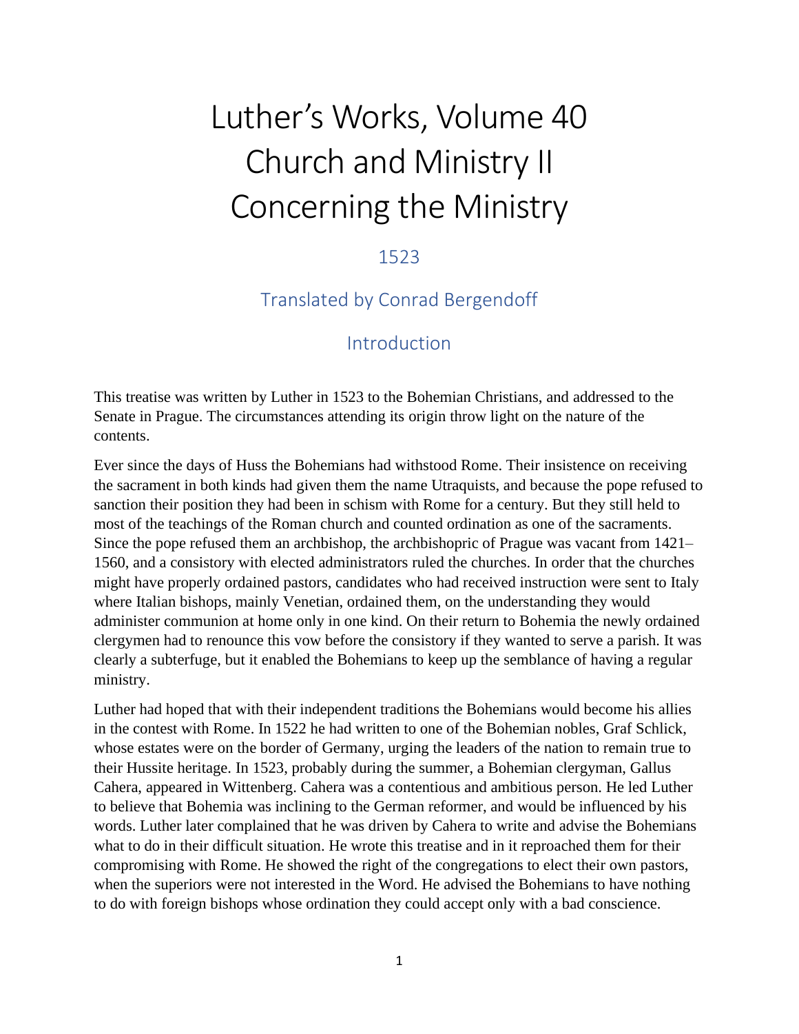# Luther's Works, Volume 40
# Church and Ministry II
# Concerning the Ministry

## 1523

## Translated by Conrad Bergendoff

## Introduction

This treatise was written by Luther in 1523 to the Bohemian Christians, and addressed to the Senate in Prague. The circumstances attending its origin throw light on the nature of the contents.

Ever since the days of Huss the Bohemians had withstood Rome. Their insistence on receiving the sacrament in both kinds had given them the name Utraquists, and because the pope refused to sanction their position they had been in schism with Rome for a century. But they still held to most of the teachings of the Roman church and counted ordination as one of the sacraments. Since the pope refused them an archbishop, the archbishopric of Prague was vacant from 1421–1560, and a consistory with elected administrators ruled the churches. In order that the churches might have properly ordained pastors, candidates who had received instruction were sent to Italy where Italian bishops, mainly Venetian, ordained them, on the understanding they would administer communion at home only in one kind. On their return to Bohemia the newly ordained clergymen had to renounce this vow before the consistory if they wanted to serve a parish. It was clearly a subterfuge, but it enabled the Bohemians to keep up the semblance of having a regular ministry.

Luther had hoped that with their independent traditions the Bohemians would become his allies in the contest with Rome. In 1522 he had written to one of the Bohemian nobles, Graf Schlick, whose estates were on the border of Germany, urging the leaders of the nation to remain true to their Hussite heritage. In 1523, probably during the summer, a Bohemian clergyman, Gallus Cahera, appeared in Wittenberg. Cahera was a contentious and ambitious person. He led Luther to believe that Bohemia was inclining to the German reformer, and would be influenced by his words. Luther later complained that he was driven by Cahera to write and advise the Bohemians what to do in their difficult situation. He wrote this treatise and in it reproached them for their compromising with Rome. He showed the right of the congregations to elect their own pastors, when the superiors were not interested in the Word. He advised the Bohemians to have nothing to do with foreign bishops whose ordination they could accept only with a bad conscience.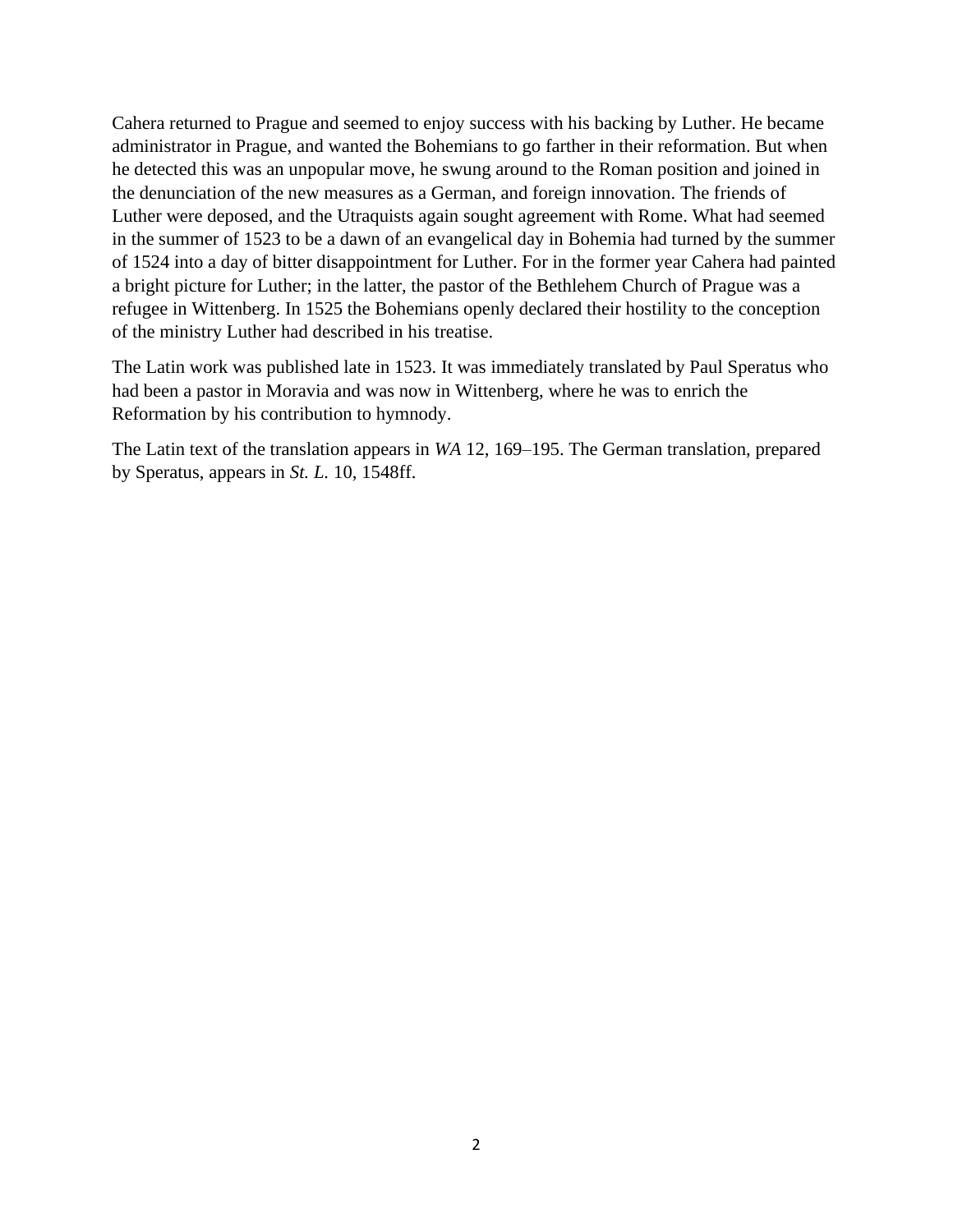Cahera returned to Prague and seemed to enjoy success with his backing by Luther. He became administrator in Prague, and wanted the Bohemians to go farther in their reformation. But when he detected this was an unpopular move, he swung around to the Roman position and joined in the denunciation of the new measures as a German, and foreign innovation. The friends of Luther were deposed, and the Utraquists again sought agreement with Rome. What had seemed in the summer of 1523 to be a dawn of an evangelical day in Bohemia had turned by the summer of 1524 into a day of bitter disappointment for Luther. For in the former year Cahera had painted a bright picture for Luther; in the latter, the pastor of the Bethlehem Church of Prague was a refugee in Wittenberg. In 1525 the Bohemians openly declared their hostility to the conception of the ministry Luther had described in his treatise.

The Latin work was published late in 1523. It was immediately translated by Paul Speratus who had been a pastor in Moravia and was now in Wittenberg, where he was to enrich the Reformation by his contribution to hymnody.

The Latin text of the translation appears in *WA* 12, 169–195. The German translation, prepared by Speratus, appears in *St. L.* 10, 1548ff.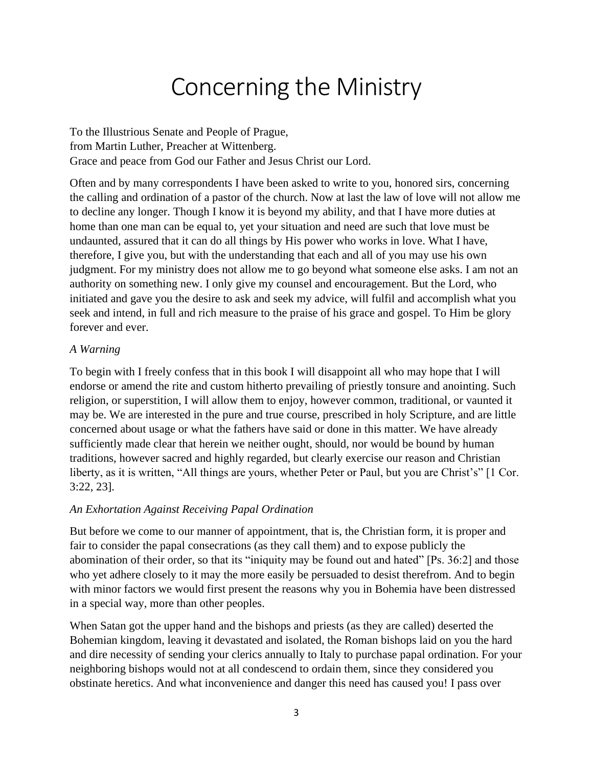# Concerning the Ministry

To the Illustrious Senate and People of Prague,
from Martin Luther, Preacher at Wittenberg.
Grace and peace from God our Father and Jesus Christ our Lord.

Often and by many correspondents I have been asked to write to you, honored sirs, concerning the calling and ordination of a pastor of the church. Now at last the law of love will not allow me to decline any longer. Though I know it is beyond my ability, and that I have more duties at home than one man can be equal to, yet your situation and need are such that love must be undaunted, assured that it can do all things by His power who works in love. What I have, therefore, I give you, but with the understanding that each and all of you may use his own judgment. For my ministry does not allow me to go beyond what someone else asks. I am not an authority on something new. I only give my counsel and encouragement. But the Lord, who initiated and gave you the desire to ask and seek my advice, will fulfil and accomplish what you seek and intend, in full and rich measure to the praise of his grace and gospel. To Him be glory forever and ever.

*A Warning*

To begin with I freely confess that in this book I will disappoint all who may hope that I will endorse or amend the rite and custom hitherto prevailing of priestly tonsure and anointing. Such religion, or superstition, I will allow them to enjoy, however common, traditional, or vaunted it may be. We are interested in the pure and true course, prescribed in holy Scripture, and are little concerned about usage or what the fathers have said or done in this matter. We have already sufficiently made clear that herein we neither ought, should, nor would be bound by human traditions, however sacred and highly regarded, but clearly exercise our reason and Christian liberty, as it is written, "All things are yours, whether Peter or Paul, but you are Christ's" [1 Cor. 3:22, 23].

*An Exhortation Against Receiving Papal Ordination*

But before we come to our manner of appointment, that is, the Christian form, it is proper and fair to consider the papal consecrations (as they call them) and to expose publicly the abomination of their order, so that its "iniquity may be found out and hated" [Ps. 36:2] and those who yet adhere closely to it may the more easily be persuaded to desist therefrom. And to begin with minor factors we would first present the reasons why you in Bohemia have been distressed in a special way, more than other peoples.

When Satan got the upper hand and the bishops and priests (as they are called) deserted the Bohemian kingdom, leaving it devastated and isolated, the Roman bishops laid on you the hard and dire necessity of sending your clerics annually to Italy to purchase papal ordination. For your neighboring bishops would not at all condescend to ordain them, since they considered you obstinate heretics. And what inconvenience and danger this need has caused you! I pass over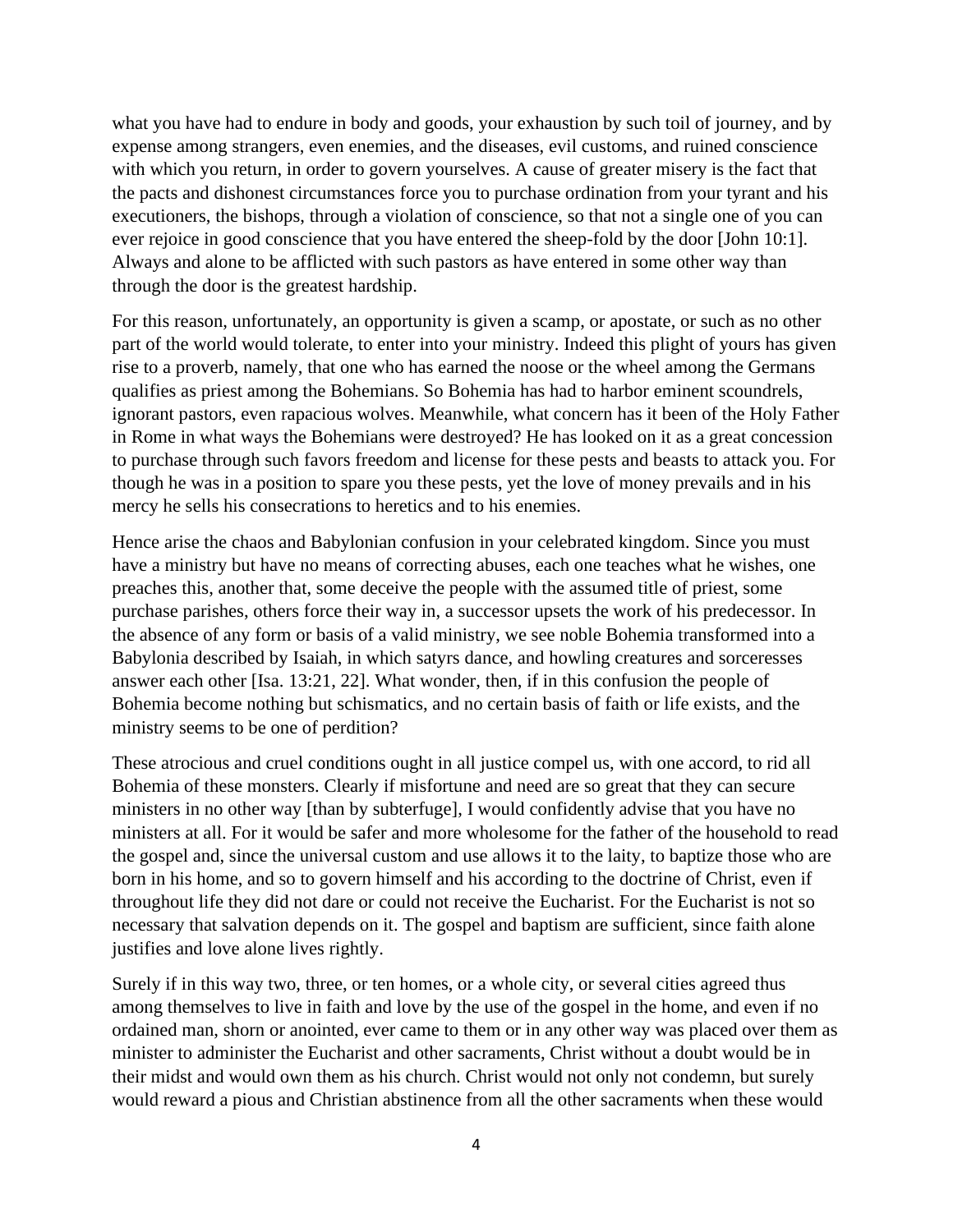what you have had to endure in body and goods, your exhaustion by such toil of journey, and by expense among strangers, even enemies, and the diseases, evil customs, and ruined conscience with which you return, in order to govern yourselves. A cause of greater misery is the fact that the pacts and dishonest circumstances force you to purchase ordination from your tyrant and his executioners, the bishops, through a violation of conscience, so that not a single one of you can ever rejoice in good conscience that you have entered the sheep-fold by the door [John 10:1]. Always and alone to be afflicted with such pastors as have entered in some other way than through the door is the greatest hardship.

For this reason, unfortunately, an opportunity is given a scamp, or apostate, or such as no other part of the world would tolerate, to enter into your ministry. Indeed this plight of yours has given rise to a proverb, namely, that one who has earned the noose or the wheel among the Germans qualifies as priest among the Bohemians. So Bohemia has had to harbor eminent scoundrels, ignorant pastors, even rapacious wolves. Meanwhile, what concern has it been of the Holy Father in Rome in what ways the Bohemians were destroyed? He has looked on it as a great concession to purchase through such favors freedom and license for these pests and beasts to attack you. For though he was in a position to spare you these pests, yet the love of money prevails and in his mercy he sells his consecrations to heretics and to his enemies.

Hence arise the chaos and Babylonian confusion in your celebrated kingdom. Since you must have a ministry but have no means of correcting abuses, each one teaches what he wishes, one preaches this, another that, some deceive the people with the assumed title of priest, some purchase parishes, others force their way in, a successor upsets the work of his predecessor. In the absence of any form or basis of a valid ministry, we see noble Bohemia transformed into a Babylonia described by Isaiah, in which satyrs dance, and howling creatures and sorceresses answer each other [Isa. 13:21, 22]. What wonder, then, if in this confusion the people of Bohemia become nothing but schismatics, and no certain basis of faith or life exists, and the ministry seems to be one of perdition?

These atrocious and cruel conditions ought in all justice compel us, with one accord, to rid all Bohemia of these monsters. Clearly if misfortune and need are so great that they can secure ministers in no other way [than by subterfuge], I would confidently advise that you have no ministers at all. For it would be safer and more wholesome for the father of the household to read the gospel and, since the universal custom and use allows it to the laity, to baptize those who are born in his home, and so to govern himself and his according to the doctrine of Christ, even if throughout life they did not dare or could not receive the Eucharist. For the Eucharist is not so necessary that salvation depends on it. The gospel and baptism are sufficient, since faith alone justifies and love alone lives rightly.

Surely if in this way two, three, or ten homes, or a whole city, or several cities agreed thus among themselves to live in faith and love by the use of the gospel in the home, and even if no ordained man, shorn or anointed, ever came to them or in any other way was placed over them as minister to administer the Eucharist and other sacraments, Christ without a doubt would be in their midst and would own them as his church. Christ would not only not condemn, but surely would reward a pious and Christian abstinence from all the other sacraments when these would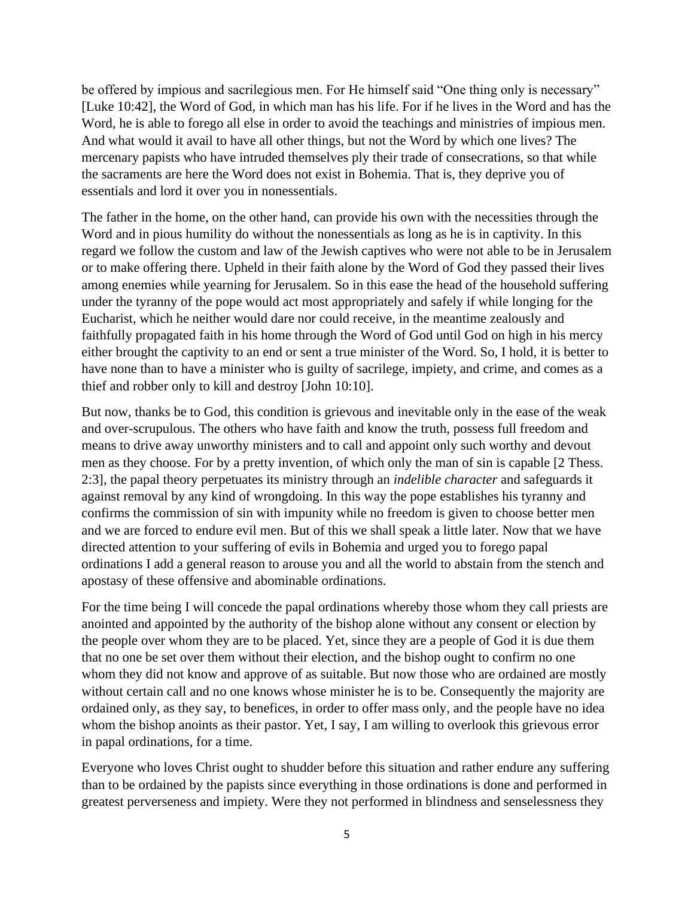be offered by impious and sacrilegious men. For He himself said "One thing only is necessary" [Luke 10:42], the Word of God, in which man has his life. For if he lives in the Word and has the Word, he is able to forego all else in order to avoid the teachings and ministries of impious men. And what would it avail to have all other things, but not the Word by which one lives? The mercenary papists who have intruded themselves ply their trade of consecrations, so that while the sacraments are here the Word does not exist in Bohemia. That is, they deprive you of essentials and lord it over you in nonessentials.

The father in the home, on the other hand, can provide his own with the necessities through the Word and in pious humility do without the nonessentials as long as he is in captivity. In this regard we follow the custom and law of the Jewish captives who were not able to be in Jerusalem or to make offering there. Upheld in their faith alone by the Word of God they passed their lives among enemies while yearning for Jerusalem. So in this ease the head of the household suffering under the tyranny of the pope would act most appropriately and safely if while longing for the Eucharist, which he neither would dare nor could receive, in the meantime zealously and faithfully propagated faith in his home through the Word of God until God on high in his mercy either brought the captivity to an end or sent a true minister of the Word. So, I hold, it is better to have none than to have a minister who is guilty of sacrilege, impiety, and crime, and comes as a thief and robber only to kill and destroy [John 10:10].

But now, thanks be to God, this condition is grievous and inevitable only in the ease of the weak and over-scrupulous. The others who have faith and know the truth, possess full freedom and means to drive away unworthy ministers and to call and appoint only such worthy and devout men as they choose. For by a pretty invention, of which only the man of sin is capable [2 Thess. 2:3], the papal theory perpetuates its ministry through an *indelible character* and safeguards it against removal by any kind of wrongdoing. In this way the pope establishes his tyranny and confirms the commission of sin with impunity while no freedom is given to choose better men and we are forced to endure evil men. But of this we shall speak a little later. Now that we have directed attention to your suffering of evils in Bohemia and urged you to forego papal ordinations I add a general reason to arouse you and all the world to abstain from the stench and apostasy of these offensive and abominable ordinations.

For the time being I will concede the papal ordinations whereby those whom they call priests are anointed and appointed by the authority of the bishop alone without any consent or election by the people over whom they are to be placed. Yet, since they are a people of God it is due them that no one be set over them without their election, and the bishop ought to confirm no one whom they did not know and approve of as suitable. But now those who are ordained are mostly without certain call and no one knows whose minister he is to be. Consequently the majority are ordained only, as they say, to benefices, in order to offer mass only, and the people have no idea whom the bishop anoints as their pastor. Yet, I say, I am willing to overlook this grievous error in papal ordinations, for a time.

Everyone who loves Christ ought to shudder before this situation and rather endure any suffering than to be ordained by the papists since everything in those ordinations is done and performed in greatest perverseness and impiety. Were they not performed in blindness and senselessness they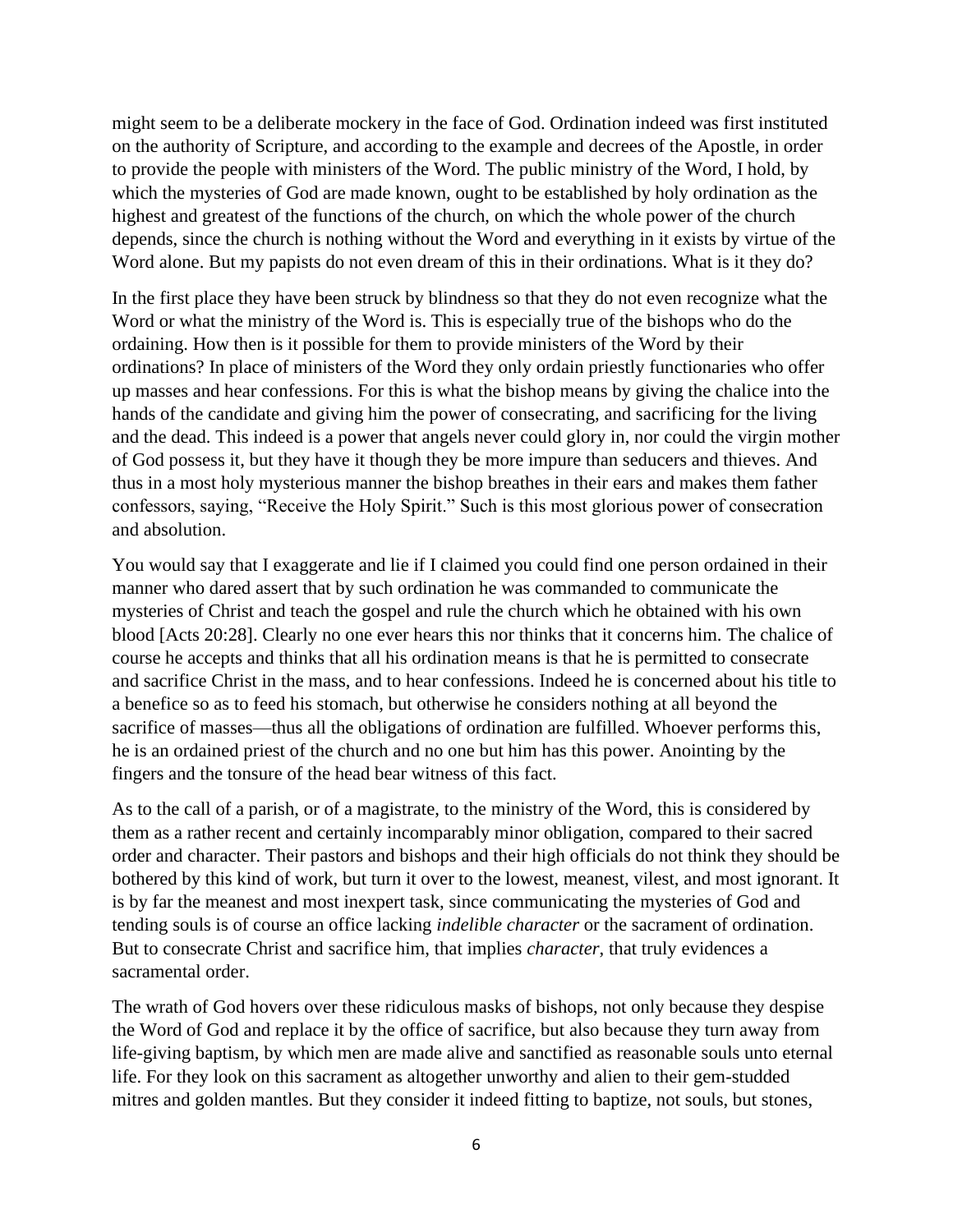might seem to be a deliberate mockery in the face of God. Ordination indeed was first instituted on the authority of Scripture, and according to the example and decrees of the Apostle, in order to provide the people with ministers of the Word. The public ministry of the Word, I hold, by which the mysteries of God are made known, ought to be established by holy ordination as the highest and greatest of the functions of the church, on which the whole power of the church depends, since the church is nothing without the Word and everything in it exists by virtue of the Word alone. But my papists do not even dream of this in their ordinations. What is it they do?

In the first place they have been struck by blindness so that they do not even recognize what the Word or what the ministry of the Word is. This is especially true of the bishops who do the ordaining. How then is it possible for them to provide ministers of the Word by their ordinations? In place of ministers of the Word they only ordain priestly functionaries who offer up masses and hear confessions. For this is what the bishop means by giving the chalice into the hands of the candidate and giving him the power of consecrating, and sacrificing for the living and the dead. This indeed is a power that angels never could glory in, nor could the virgin mother of God possess it, but they have it though they be more impure than seducers and thieves. And thus in a most holy mysterious manner the bishop breathes in their ears and makes them father confessors, saying, "Receive the Holy Spirit." Such is this most glorious power of consecration and absolution.

You would say that I exaggerate and lie if I claimed you could find one person ordained in their manner who dared assert that by such ordination he was commanded to communicate the mysteries of Christ and teach the gospel and rule the church which he obtained with his own blood [Acts 20:28]. Clearly no one ever hears this nor thinks that it concerns him. The chalice of course he accepts and thinks that all his ordination means is that he is permitted to consecrate and sacrifice Christ in the mass, and to hear confessions. Indeed he is concerned about his title to a benefice so as to feed his stomach, but otherwise he considers nothing at all beyond the sacrifice of masses—thus all the obligations of ordination are fulfilled. Whoever performs this, he is an ordained priest of the church and no one but him has this power. Anointing by the fingers and the tonsure of the head bear witness of this fact.

As to the call of a parish, or of a magistrate, to the ministry of the Word, this is considered by them as a rather recent and certainly incomparably minor obligation, compared to their sacred order and character. Their pastors and bishops and their high officials do not think they should be bothered by this kind of work, but turn it over to the lowest, meanest, vilest, and most ignorant. It is by far the meanest and most inexpert task, since communicating the mysteries of God and tending souls is of course an office lacking *indelible character* or the sacrament of ordination. But to consecrate Christ and sacrifice him, that implies *character*, that truly evidences a sacramental order.

The wrath of God hovers over these ridiculous masks of bishops, not only because they despise the Word of God and replace it by the office of sacrifice, but also because they turn away from life-giving baptism, by which men are made alive and sanctified as reasonable souls unto eternal life. For they look on this sacrament as altogether unworthy and alien to their gem-studded mitres and golden mantles. But they consider it indeed fitting to baptize, not souls, but stones,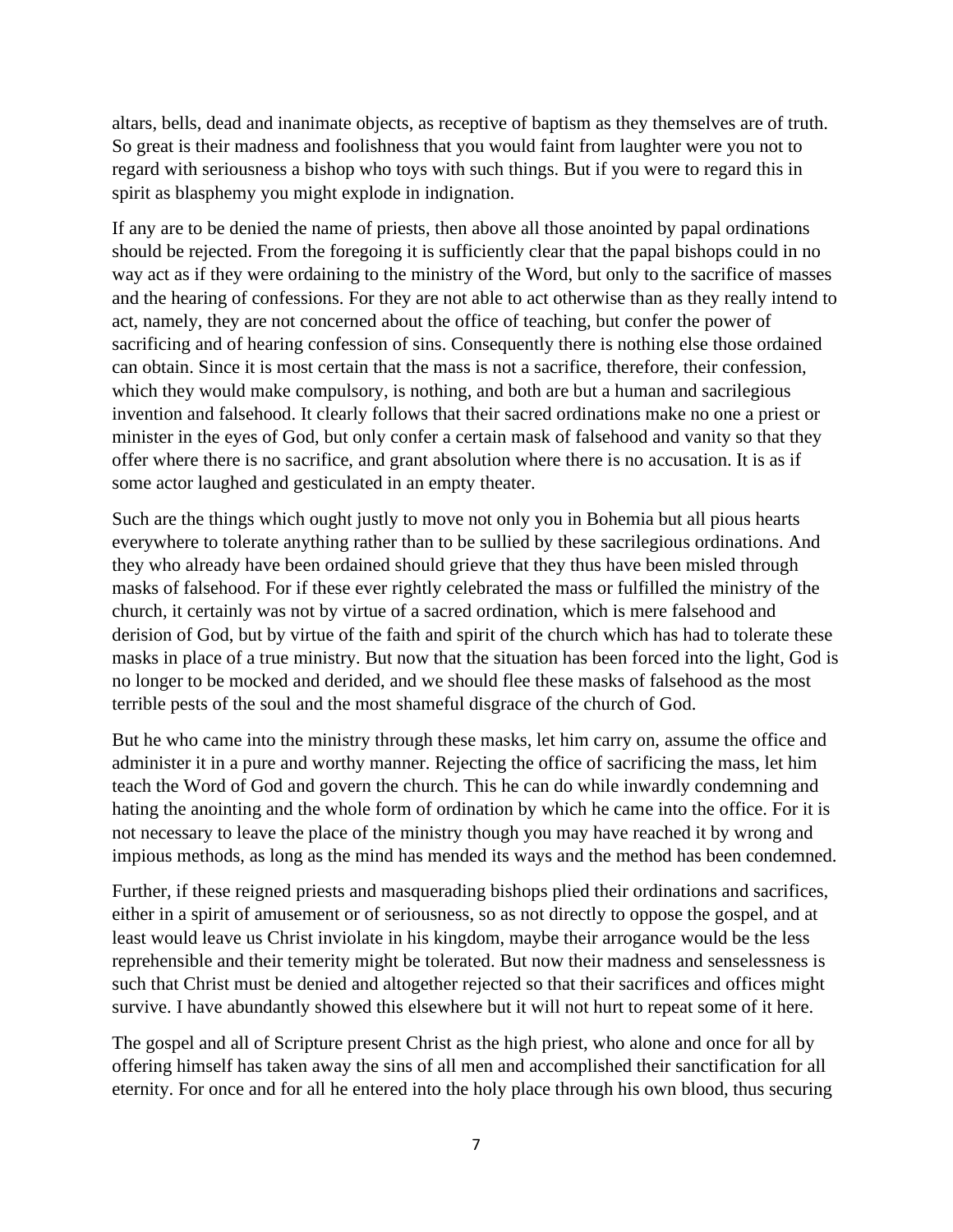altars, bells, dead and inanimate objects, as receptive of baptism as they themselves are of truth. So great is their madness and foolishness that you would faint from laughter were you not to regard with seriousness a bishop who toys with such things. But if you were to regard this in spirit as blasphemy you might explode in indignation.

If any are to be denied the name of priests, then above all those anointed by papal ordinations should be rejected. From the foregoing it is sufficiently clear that the papal bishops could in no way act as if they were ordaining to the ministry of the Word, but only to the sacrifice of masses and the hearing of confessions. For they are not able to act otherwise than as they really intend to act, namely, they are not concerned about the office of teaching, but confer the power of sacrificing and of hearing confession of sins. Consequently there is nothing else those ordained can obtain. Since it is most certain that the mass is not a sacrifice, therefore, their confession, which they would make compulsory, is nothing, and both are but a human and sacrilegious invention and falsehood. It clearly follows that their sacred ordinations make no one a priest or minister in the eyes of God, but only confer a certain mask of falsehood and vanity so that they offer where there is no sacrifice, and grant absolution where there is no accusation. It is as if some actor laughed and gesticulated in an empty theater.

Such are the things which ought justly to move not only you in Bohemia but all pious hearts everywhere to tolerate anything rather than to be sullied by these sacrilegious ordinations. And they who already have been ordained should grieve that they thus have been misled through masks of falsehood. For if these ever rightly celebrated the mass or fulfilled the ministry of the church, it certainly was not by virtue of a sacred ordination, which is mere falsehood and derision of God, but by virtue of the faith and spirit of the church which has had to tolerate these masks in place of a true ministry. But now that the situation has been forced into the light, God is no longer to be mocked and derided, and we should flee these masks of falsehood as the most terrible pests of the soul and the most shameful disgrace of the church of God.

But he who came into the ministry through these masks, let him carry on, assume the office and administer it in a pure and worthy manner. Rejecting the office of sacrificing the mass, let him teach the Word of God and govern the church. This he can do while inwardly condemning and hating the anointing and the whole form of ordination by which he came into the office. For it is not necessary to leave the place of the ministry though you may have reached it by wrong and impious methods, as long as the mind has mended its ways and the method has been condemned.

Further, if these reigned priests and masquerading bishops plied their ordinations and sacrifices, either in a spirit of amusement or of seriousness, so as not directly to oppose the gospel, and at least would leave us Christ inviolate in his kingdom, maybe their arrogance would be the less reprehensible and their temerity might be tolerated. But now their madness and senselessness is such that Christ must be denied and altogether rejected so that their sacrifices and offices might survive. I have abundantly showed this elsewhere but it will not hurt to repeat some of it here.

The gospel and all of Scripture present Christ as the high priest, who alone and once for all by offering himself has taken away the sins of all men and accomplished their sanctification for all eternity. For once and for all he entered into the holy place through his own blood, thus securing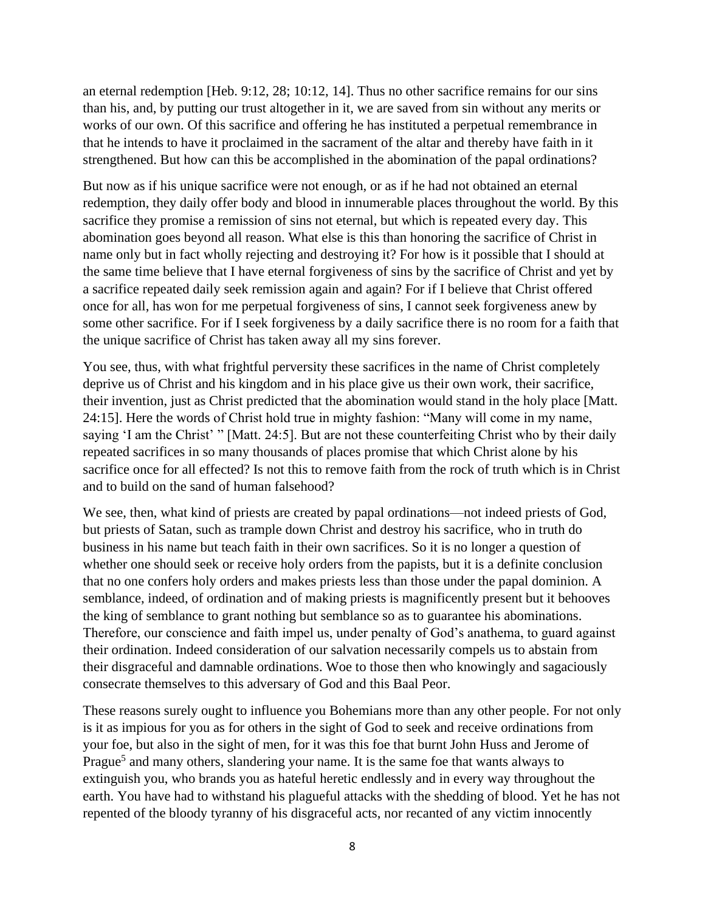an eternal redemption [Heb. 9:12, 28; 10:12, 14]. Thus no other sacrifice remains for our sins than his, and, by putting our trust altogether in it, we are saved from sin without any merits or works of our own. Of this sacrifice and offering he has instituted a perpetual remembrance in that he intends to have it proclaimed in the sacrament of the altar and thereby have faith in it strengthened. But how can this be accomplished in the abomination of the papal ordinations?

But now as if his unique sacrifice were not enough, or as if he had not obtained an eternal redemption, they daily offer body and blood in innumerable places throughout the world. By this sacrifice they promise a remission of sins not eternal, but which is repeated every day. This abomination goes beyond all reason. What else is this than honoring the sacrifice of Christ in name only but in fact wholly rejecting and destroying it? For how is it possible that I should at the same time believe that I have eternal forgiveness of sins by the sacrifice of Christ and yet by a sacrifice repeated daily seek remission again and again? For if I believe that Christ offered once for all, has won for me perpetual forgiveness of sins, I cannot seek forgiveness anew by some other sacrifice. For if I seek forgiveness by a daily sacrifice there is no room for a faith that the unique sacrifice of Christ has taken away all my sins forever.

You see, thus, with what frightful perversity these sacrifices in the name of Christ completely deprive us of Christ and his kingdom and in his place give us their own work, their sacrifice, their invention, just as Christ predicted that the abomination would stand in the holy place [Matt. 24:15]. Here the words of Christ hold true in mighty fashion: "Many will come in my name, saying 'I am the Christ' " [Matt. 24:5]. But are not these counterfeiting Christ who by their daily repeated sacrifices in so many thousands of places promise that which Christ alone by his sacrifice once for all effected? Is not this to remove faith from the rock of truth which is in Christ and to build on the sand of human falsehood?

We see, then, what kind of priests are created by papal ordinations—not indeed priests of God, but priests of Satan, such as trample down Christ and destroy his sacrifice, who in truth do business in his name but teach faith in their own sacrifices. So it is no longer a question of whether one should seek or receive holy orders from the papists, but it is a definite conclusion that no one confers holy orders and makes priests less than those under the papal dominion. A semblance, indeed, of ordination and of making priests is magnificently present but it behooves the king of semblance to grant nothing but semblance so as to guarantee his abominations. Therefore, our conscience and faith impel us, under penalty of God's anathema, to guard against their ordination. Indeed consideration of our salvation necessarily compels us to abstain from their disgraceful and damnable ordinations. Woe to those then who knowingly and sagaciously consecrate themselves to this adversary of God and this Baal Peor.

These reasons surely ought to influence you Bohemians more than any other people. For not only is it as impious for you as for others in the sight of God to seek and receive ordinations from your foe, but also in the sight of men, for it was this foe that burnt John Huss and Jerome of Prague[5] and many others, slandering your name. It is the same foe that wants always to extinguish you, who brands you as hateful heretic endlessly and in every way throughout the earth. You have had to withstand his plagueful attacks with the shedding of blood. Yet he has not repented of the bloody tyranny of his disgraceful acts, nor recanted of any victim innocently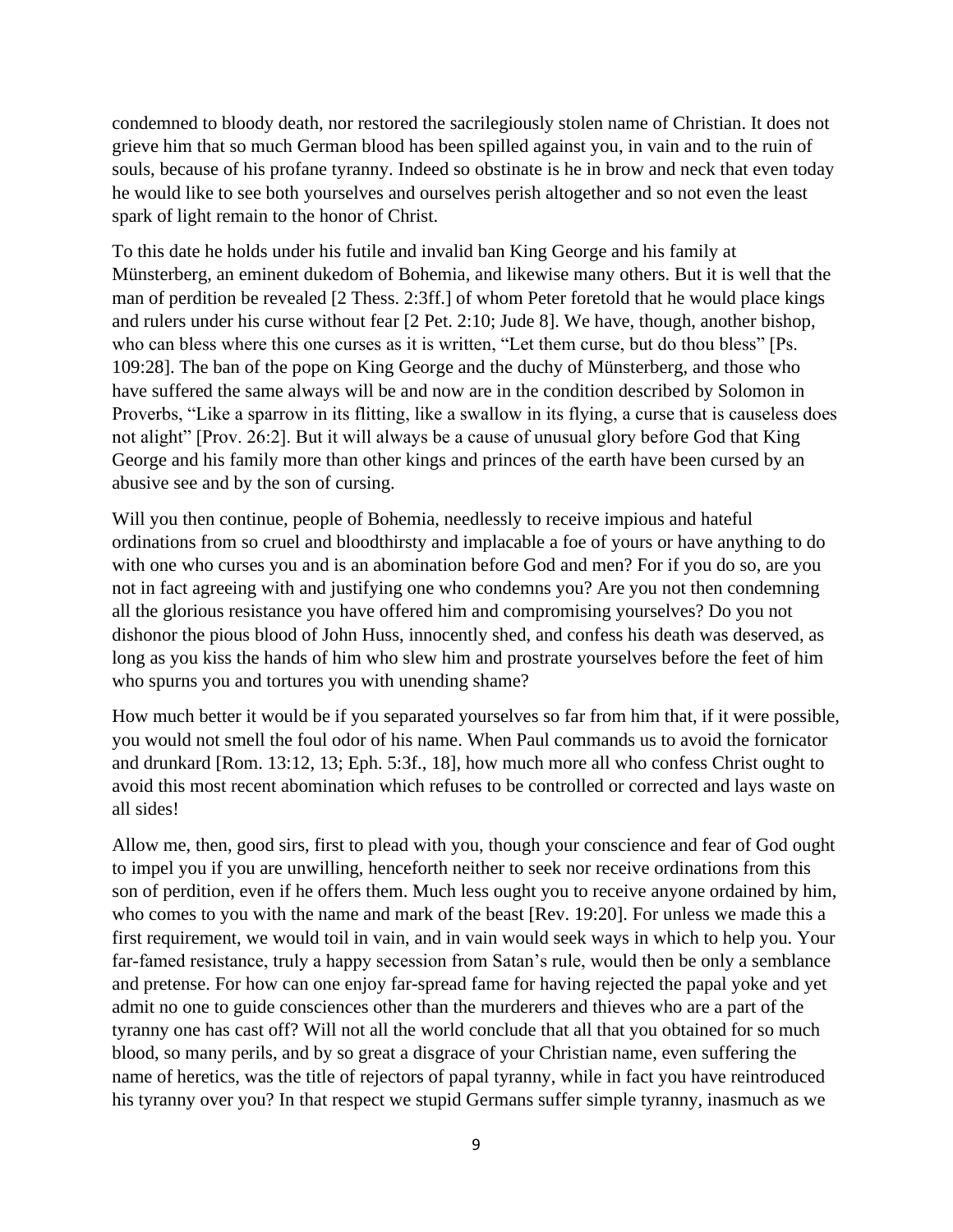condemned to bloody death, nor restored the sacrilegiously stolen name of Christian. It does not grieve him that so much German blood has been spilled against you, in vain and to the ruin of souls, because of his profane tyranny. Indeed so obstinate is he in brow and neck that even today he would like to see both yourselves and ourselves perish altogether and so not even the least spark of light remain to the honor of Christ.

To this date he holds under his futile and invalid ban King George and his family at Münsterberg, an eminent dukedom of Bohemia, and likewise many others. But it is well that the man of perdition be revealed [2 Thess. 2:3ff.] of whom Peter foretold that he would place kings and rulers under his curse without fear [2 Pet. 2:10; Jude 8]. We have, though, another bishop, who can bless where this one curses as it is written, "Let them curse, but do thou bless" [Ps. 109:28]. The ban of the pope on King George and the duchy of Münsterberg, and those who have suffered the same always will be and now are in the condition described by Solomon in Proverbs, "Like a sparrow in its flitting, like a swallow in its flying, a curse that is causeless does not alight" [Prov. 26:2]. But it will always be a cause of unusual glory before God that King George and his family more than other kings and princes of the earth have been cursed by an abusive see and by the son of cursing.

Will you then continue, people of Bohemia, needlessly to receive impious and hateful ordinations from so cruel and bloodthirsty and implacable a foe of yours or have anything to do with one who curses you and is an abomination before God and men? For if you do so, are you not in fact agreeing with and justifying one who condemns you? Are you not then condemning all the glorious resistance you have offered him and compromising yourselves? Do you not dishonor the pious blood of John Huss, innocently shed, and confess his death was deserved, as long as you kiss the hands of him who slew him and prostrate yourselves before the feet of him who spurns you and tortures you with unending shame?

How much better it would be if you separated yourselves so far from him that, if it were possible, you would not smell the foul odor of his name. When Paul commands us to avoid the fornicator and drunkard [Rom. 13:12, 13; Eph. 5:3f., 18], how much more all who confess Christ ought to avoid this most recent abomination which refuses to be controlled or corrected and lays waste on all sides!

Allow me, then, good sirs, first to plead with you, though your conscience and fear of God ought to impel you if you are unwilling, henceforth neither to seek nor receive ordinations from this son of perdition, even if he offers them. Much less ought you to receive anyone ordained by him, who comes to you with the name and mark of the beast [Rev. 19:20]. For unless we made this a first requirement, we would toil in vain, and in vain would seek ways in which to help you. Your far-famed resistance, truly a happy secession from Satan's rule, would then be only a semblance and pretense. For how can one enjoy far-spread fame for having rejected the papal yoke and yet admit no one to guide consciences other than the murderers and thieves who are a part of the tyranny one has cast off? Will not all the world conclude that all that you obtained for so much blood, so many perils, and by so great a disgrace of your Christian name, even suffering the name of heretics, was the title of rejectors of papal tyranny, while in fact you have reintroduced his tyranny over you? In that respect we stupid Germans suffer simple tyranny, inasmuch as we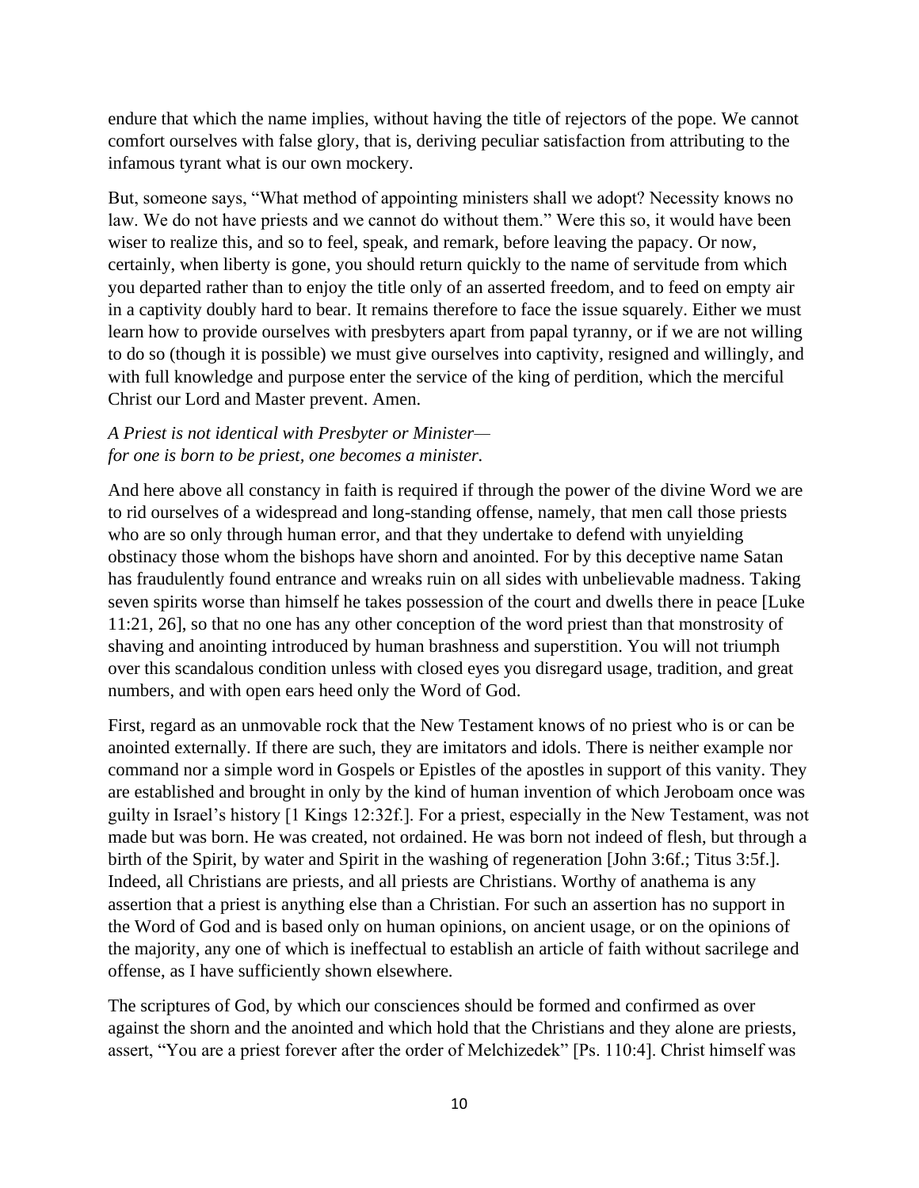endure that which the name implies, without having the title of rejectors of the pope. We cannot comfort ourselves with false glory, that is, deriving peculiar satisfaction from attributing to the infamous tyrant what is our own mockery.

But, someone says, “What method of appointing ministers shall we adopt? Necessity knows no law. We do not have priests and we cannot do without them.” Were this so, it would have been wiser to realize this, and so to feel, speak, and remark, before leaving the papacy. Or now, certainly, when liberty is gone, you should return quickly to the name of servitude from which you departed rather than to enjoy the title only of an asserted freedom, and to feed on empty air in a captivity doubly hard to bear. It remains therefore to face the issue squarely. Either we must learn how to provide ourselves with presbyters apart from papal tyranny, or if we are not willing to do so (though it is possible) we must give ourselves into captivity, resigned and willingly, and with full knowledge and purpose enter the service of the king of perdition, which the merciful Christ our Lord and Master prevent. Amen.

*A Priest is not identical with Presbyter or Minister—*
*for one is born to be priest, one becomes a minister.*

And here above all constancy in faith is required if through the power of the divine Word we are to rid ourselves of a widespread and long-standing offense, namely, that men call those priests who are so only through human error, and that they undertake to defend with unyielding obstinacy those whom the bishops have shorn and anointed. For by this deceptive name Satan has fraudulently found entrance and wreaks ruin on all sides with unbelievable madness. Taking seven spirits worse than himself he takes possession of the court and dwells there in peace [Luke 11:21, 26], so that no one has any other conception of the word priest than that monstrosity of shaving and anointing introduced by human brashness and superstition. You will not triumph over this scandalous condition unless with closed eyes you disregard usage, tradition, and great numbers, and with open ears heed only the Word of God.

First, regard as an unmovable rock that the New Testament knows of no priest who is or can be anointed externally. If there are such, they are imitators and idols. There is neither example nor command nor a simple word in Gospels or Epistles of the apostles in support of this vanity. They are established and brought in only by the kind of human invention of which Jeroboam once was guilty in Israel’s history [1 Kings 12:32f.]. For a priest, especially in the New Testament, was not made but was born. He was created, not ordained. He was born not indeed of flesh, but through a birth of the Spirit, by water and Spirit in the washing of regeneration [John 3:6f.; Titus 3:5f.]. Indeed, all Christians are priests, and all priests are Christians. Worthy of anathema is any assertion that a priest is anything else than a Christian. For such an assertion has no support in the Word of God and is based only on human opinions, on ancient usage, or on the opinions of the majority, any one of which is ineffectual to establish an article of faith without sacrilege and offense, as I have sufficiently shown elsewhere.

The scriptures of God, by which our consciences should be formed and confirmed as over against the shorn and the anointed and which hold that the Christians and they alone are priests, assert, “You are a priest forever after the order of Melchizedek” [Ps. 110:4]. Christ himself was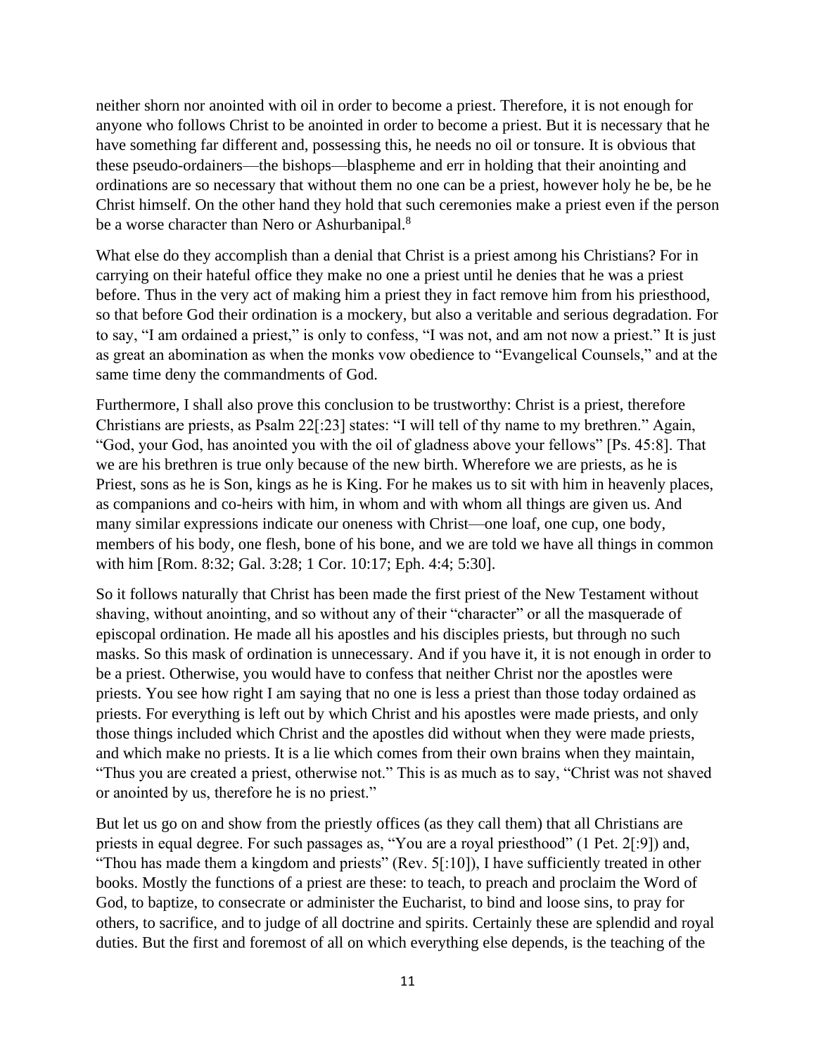neither shorn nor anointed with oil in order to become a priest. Therefore, it is not enough for anyone who follows Christ to be anointed in order to become a priest. But it is necessary that he have something far different and, possessing this, he needs no oil or tonsure. It is obvious that these pseudo-ordainers—the bishops—blaspheme and err in holding that their anointing and ordinations are so necessary that without them no one can be a priest, however holy he be, be he Christ himself. On the other hand they hold that such ceremonies make a priest even if the person be a worse character than Nero or Ashurbanipal.[8]

What else do they accomplish than a denial that Christ is a priest among his Christians? For in carrying on their hateful office they make no one a priest until he denies that he was a priest before. Thus in the very act of making him a priest they in fact remove him from his priesthood, so that before God their ordination is a mockery, but also a veritable and serious degradation. For to say, "I am ordained a priest," is only to confess, "I was not, and am not now a priest." It is just as great an abomination as when the monks vow obedience to "Evangelical Counsels," and at the same time deny the commandments of God.

Furthermore, I shall also prove this conclusion to be trustworthy: Christ is a priest, therefore Christians are priests, as Psalm 22[:23] states: "I will tell of thy name to my brethren." Again, "God, your God, has anointed you with the oil of gladness above your fellows" [Ps. 45:8]. That we are his brethren is true only because of the new birth. Wherefore we are priests, as he is Priest, sons as he is Son, kings as he is King. For he makes us to sit with him in heavenly places, as companions and co-heirs with him, in whom and with whom all things are given us. And many similar expressions indicate our oneness with Christ—one loaf, one cup, one body, members of his body, one flesh, bone of his bone, and we are told we have all things in common with him [Rom. 8:32; Gal. 3:28; 1 Cor. 10:17; Eph. 4:4; 5:30].

So it follows naturally that Christ has been made the first priest of the New Testament without shaving, without anointing, and so without any of their "character" or all the masquerade of episcopal ordination. He made all his apostles and his disciples priests, but through no such masks. So this mask of ordination is unnecessary. And if you have it, it is not enough in order to be a priest. Otherwise, you would have to confess that neither Christ nor the apostles were priests. You see how right I am saying that no one is less a priest than those today ordained as priests. For everything is left out by which Christ and his apostles were made priests, and only those things included which Christ and the apostles did without when they were made priests, and which make no priests. It is a lie which comes from their own brains when they maintain, "Thus you are created a priest, otherwise not." This is as much as to say, "Christ was not shaved or anointed by us, therefore he is no priest."

But let us go on and show from the priestly offices (as they call them) that all Christians are priests in equal degree. For such passages as, "You are a royal priesthood" (1 Pet. 2[:9]) and, "Thou has made them a kingdom and priests" (Rev. 5[:10]), I have sufficiently treated in other books. Mostly the functions of a priest are these: to teach, to preach and proclaim the Word of God, to baptize, to consecrate or administer the Eucharist, to bind and loose sins, to pray for others, to sacrifice, and to judge of all doctrine and spirits. Certainly these are splendid and royal duties. But the first and foremost of all on which everything else depends, is the teaching of the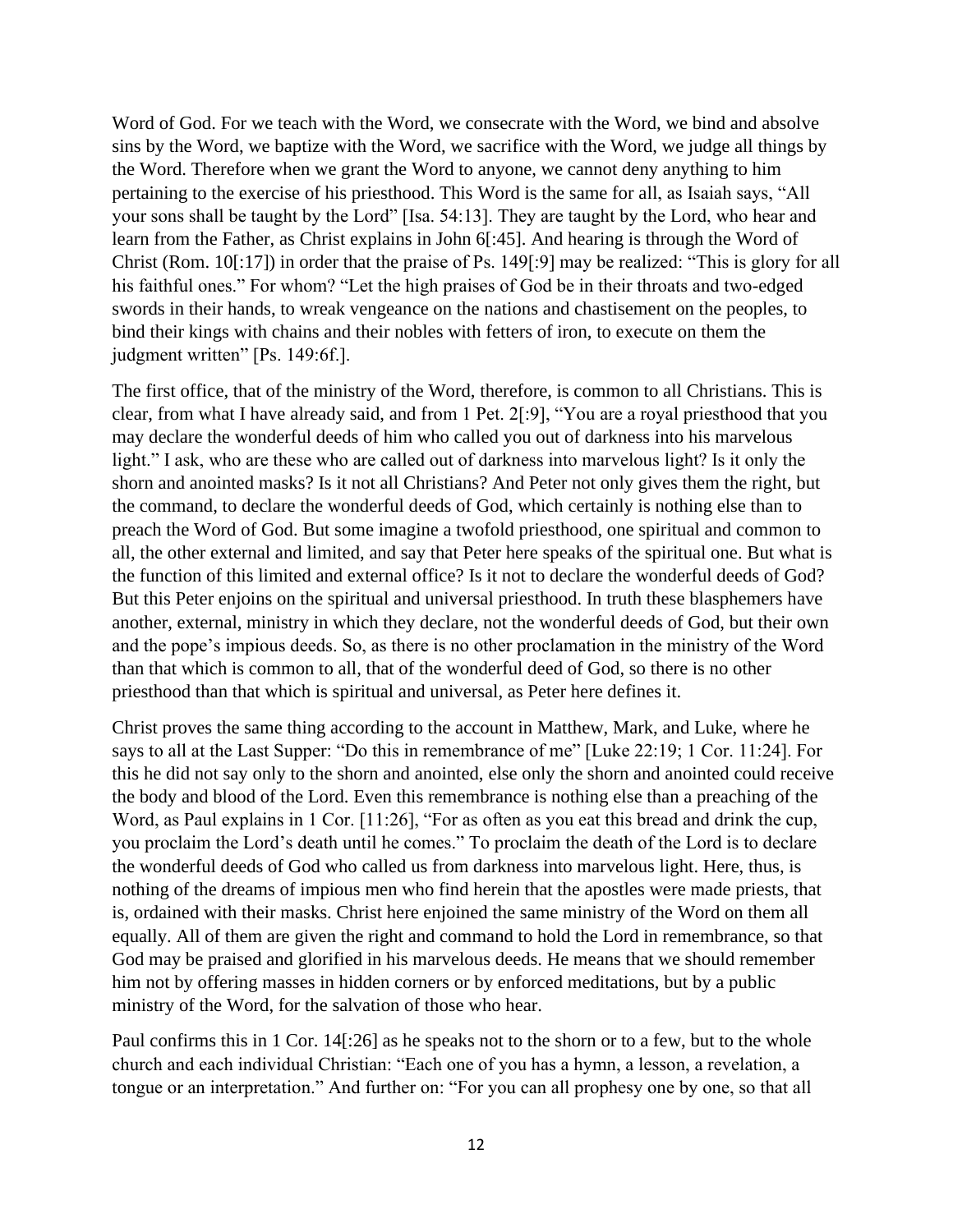Word of God. For we teach with the Word, we consecrate with the Word, we bind and absolve sins by the Word, we baptize with the Word, we sacrifice with the Word, we judge all things by the Word. Therefore when we grant the Word to anyone, we cannot deny anything to him pertaining to the exercise of his priesthood. This Word is the same for all, as Isaiah says, "All your sons shall be taught by the Lord" [Isa. 54:13]. They are taught by the Lord, who hear and learn from the Father, as Christ explains in John 6[:45]. And hearing is through the Word of Christ (Rom. 10[:17]) in order that the praise of Ps. 149[:9] may be realized: "This is glory for all his faithful ones." For whom? "Let the high praises of God be in their throats and two-edged swords in their hands, to wreak vengeance on the nations and chastisement on the peoples, to bind their kings with chains and their nobles with fetters of iron, to execute on them the judgment written" [Ps. 149:6f.].

The first office, that of the ministry of the Word, therefore, is common to all Christians. This is clear, from what I have already said, and from 1 Pet. 2[:9], "You are a royal priesthood that you may declare the wonderful deeds of him who called you out of darkness into his marvelous light." I ask, who are these who are called out of darkness into marvelous light? Is it only the shorn and anointed masks? Is it not all Christians? And Peter not only gives them the right, but the command, to declare the wonderful deeds of God, which certainly is nothing else than to preach the Word of God. But some imagine a twofold priesthood, one spiritual and common to all, the other external and limited, and say that Peter here speaks of the spiritual one. But what is the function of this limited and external office? Is it not to declare the wonderful deeds of God? But this Peter enjoins on the spiritual and universal priesthood. In truth these blasphemers have another, external, ministry in which they declare, not the wonderful deeds of God, but their own and the pope's impious deeds. So, as there is no other proclamation in the ministry of the Word than that which is common to all, that of the wonderful deed of God, so there is no other priesthood than that which is spiritual and universal, as Peter here defines it.

Christ proves the same thing according to the account in Matthew, Mark, and Luke, where he says to all at the Last Supper: "Do this in remembrance of me" [Luke 22:19; 1 Cor. 11:24]. For this he did not say only to the shorn and anointed, else only the shorn and anointed could receive the body and blood of the Lord. Even this remembrance is nothing else than a preaching of the Word, as Paul explains in 1 Cor. [11:26], "For as often as you eat this bread and drink the cup, you proclaim the Lord's death until he comes." To proclaim the death of the Lord is to declare the wonderful deeds of God who called us from darkness into marvelous light. Here, thus, is nothing of the dreams of impious men who find herein that the apostles were made priests, that is, ordained with their masks. Christ here enjoined the same ministry of the Word on them all equally. All of them are given the right and command to hold the Lord in remembrance, so that God may be praised and glorified in his marvelous deeds. He means that we should remember him not by offering masses in hidden corners or by enforced meditations, but by a public ministry of the Word, for the salvation of those who hear.

Paul confirms this in 1 Cor. 14[:26] as he speaks not to the shorn or to a few, but to the whole church and each individual Christian: "Each one of you has a hymn, a lesson, a revelation, a tongue or an interpretation." And further on: "For you can all prophesy one by one, so that all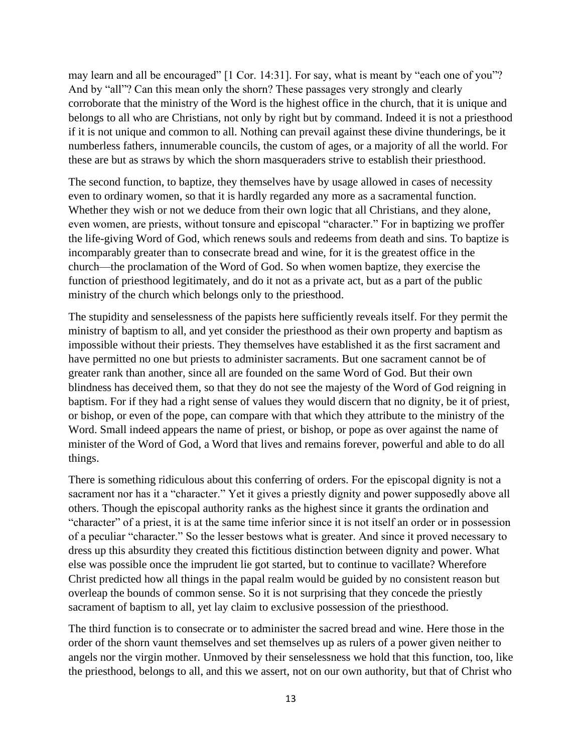may learn and all be encouraged" [1 Cor. 14:31]. For say, what is meant by "each one of you"? And by "all"? Can this mean only the shorn? These passages very strongly and clearly corroborate that the ministry of the Word is the highest office in the church, that it is unique and belongs to all who are Christians, not only by right but by command. Indeed it is not a priesthood if it is not unique and common to all. Nothing can prevail against these divine thunderings, be it numberless fathers, innumerable councils, the custom of ages, or a majority of all the world. For these are but as straws by which the shorn masqueraders strive to establish their priesthood.

The second function, to baptize, they themselves have by usage allowed in cases of necessity even to ordinary women, so that it is hardly regarded any more as a sacramental function. Whether they wish or not we deduce from their own logic that all Christians, and they alone, even women, are priests, without tonsure and episcopal "character." For in baptizing we proffer the life-giving Word of God, which renews souls and redeems from death and sins. To baptize is incomparably greater than to consecrate bread and wine, for it is the greatest office in the church—the proclamation of the Word of God. So when women baptize, they exercise the function of priesthood legitimately, and do it not as a private act, but as a part of the public ministry of the church which belongs only to the priesthood.

The stupidity and senselessness of the papists here sufficiently reveals itself. For they permit the ministry of baptism to all, and yet consider the priesthood as their own property and baptism as impossible without their priests. They themselves have established it as the first sacrament and have permitted no one but priests to administer sacraments. But one sacrament cannot be of greater rank than another, since all are founded on the same Word of God. But their own blindness has deceived them, so that they do not see the majesty of the Word of God reigning in baptism. For if they had a right sense of values they would discern that no dignity, be it of priest, or bishop, or even of the pope, can compare with that which they attribute to the ministry of the Word. Small indeed appears the name of priest, or bishop, or pope as over against the name of minister of the Word of God, a Word that lives and remains forever, powerful and able to do all things.

There is something ridiculous about this conferring of orders. For the episcopal dignity is not a sacrament nor has it a "character." Yet it gives a priestly dignity and power supposedly above all others. Though the episcopal authority ranks as the highest since it grants the ordination and "character" of a priest, it is at the same time inferior since it is not itself an order or in possession of a peculiar "character." So the lesser bestows what is greater. And since it proved necessary to dress up this absurdity they created this fictitious distinction between dignity and power. What else was possible once the imprudent lie got started, but to continue to vacillate? Wherefore Christ predicted how all things in the papal realm would be guided by no consistent reason but overleap the bounds of common sense. So it is not surprising that they concede the priestly sacrament of baptism to all, yet lay claim to exclusive possession of the priesthood.

The third function is to consecrate or to administer the sacred bread and wine. Here those in the order of the shorn vaunt themselves and set themselves up as rulers of a power given neither to angels nor the virgin mother. Unmoved by their senselessness we hold that this function, too, like the priesthood, belongs to all, and this we assert, not on our own authority, but that of Christ who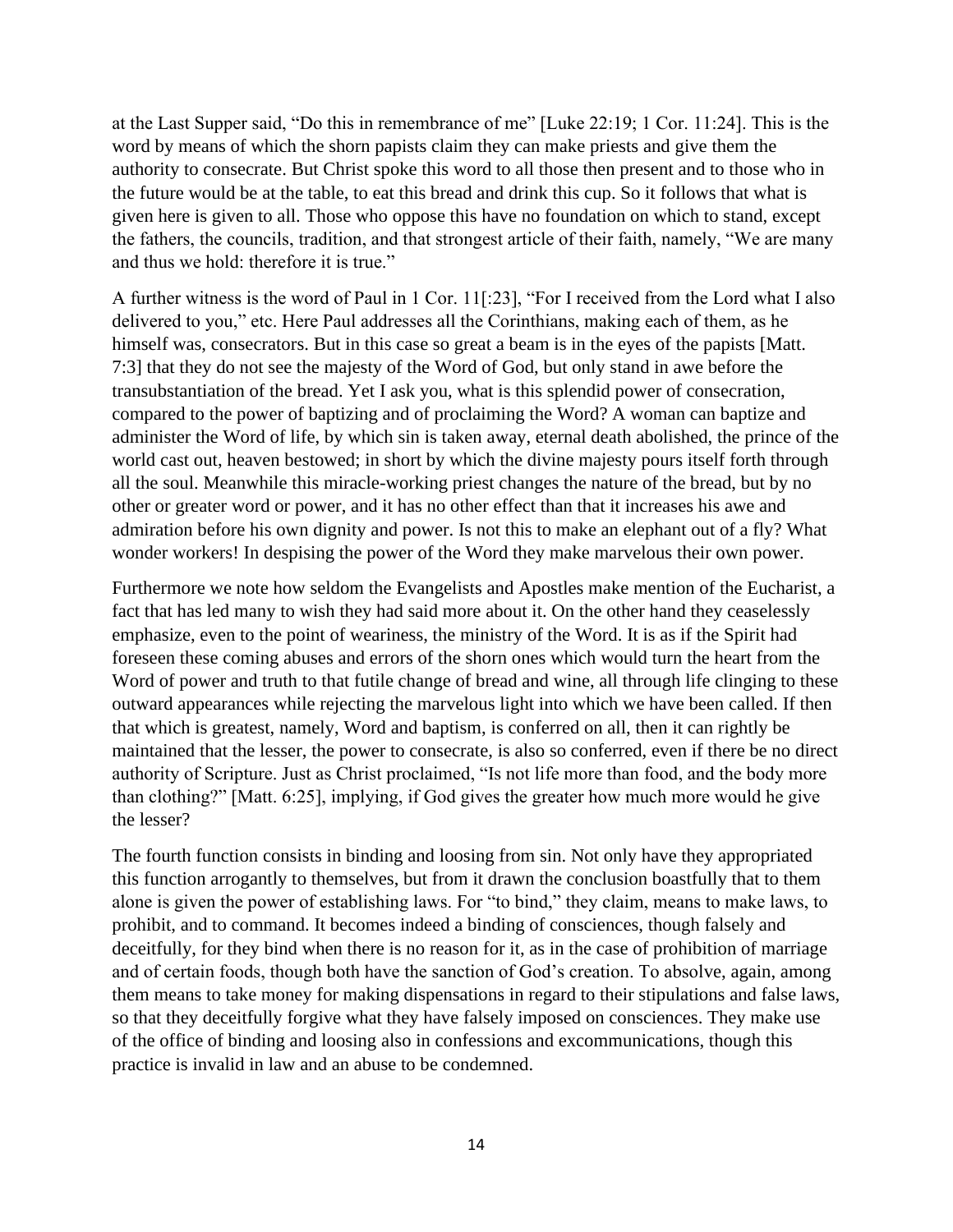at the Last Supper said, "Do this in remembrance of me" [Luke 22:19; 1 Cor. 11:24]. This is the word by means of which the shorn papists claim they can make priests and give them the authority to consecrate. But Christ spoke this word to all those then present and to those who in the future would be at the table, to eat this bread and drink this cup. So it follows that what is given here is given to all. Those who oppose this have no foundation on which to stand, except the fathers, the councils, tradition, and that strongest article of their faith, namely, "We are many and thus we hold: therefore it is true."

A further witness is the word of Paul in 1 Cor. 11[:23], "For I received from the Lord what I also delivered to you," etc. Here Paul addresses all the Corinthians, making each of them, as he himself was, consecrators. But in this case so great a beam is in the eyes of the papists [Matt. 7:3] that they do not see the majesty of the Word of God, but only stand in awe before the transubstantiation of the bread. Yet I ask you, what is this splendid power of consecration, compared to the power of baptizing and of proclaiming the Word? A woman can baptize and administer the Word of life, by which sin is taken away, eternal death abolished, the prince of the world cast out, heaven bestowed; in short by which the divine majesty pours itself forth through all the soul. Meanwhile this miracle-working priest changes the nature of the bread, but by no other or greater word or power, and it has no other effect than that it increases his awe and admiration before his own dignity and power. Is not this to make an elephant out of a fly? What wonder workers! In despising the power of the Word they make marvelous their own power.

Furthermore we note how seldom the Evangelists and Apostles make mention of the Eucharist, a fact that has led many to wish they had said more about it. On the other hand they ceaselessly emphasize, even to the point of weariness, the ministry of the Word. It is as if the Spirit had foreseen these coming abuses and errors of the shorn ones which would turn the heart from the Word of power and truth to that futile change of bread and wine, all through life clinging to these outward appearances while rejecting the marvelous light into which we have been called. If then that which is greatest, namely, Word and baptism, is conferred on all, then it can rightly be maintained that the lesser, the power to consecrate, is also so conferred, even if there be no direct authority of Scripture. Just as Christ proclaimed, "Is not life more than food, and the body more than clothing?" [Matt. 6:25], implying, if God gives the greater how much more would he give the lesser?

The fourth function consists in binding and loosing from sin. Not only have they appropriated this function arrogantly to themselves, but from it drawn the conclusion boastfully that to them alone is given the power of establishing laws. For "to bind," they claim, means to make laws, to prohibit, and to command. It becomes indeed a binding of consciences, though falsely and deceitfully, for they bind when there is no reason for it, as in the case of prohibition of marriage and of certain foods, though both have the sanction of God's creation. To absolve, again, among them means to take money for making dispensations in regard to their stipulations and false laws, so that they deceitfully forgive what they have falsely imposed on consciences. They make use of the office of binding and loosing also in confessions and excommunications, though this practice is invalid in law and an abuse to be condemned.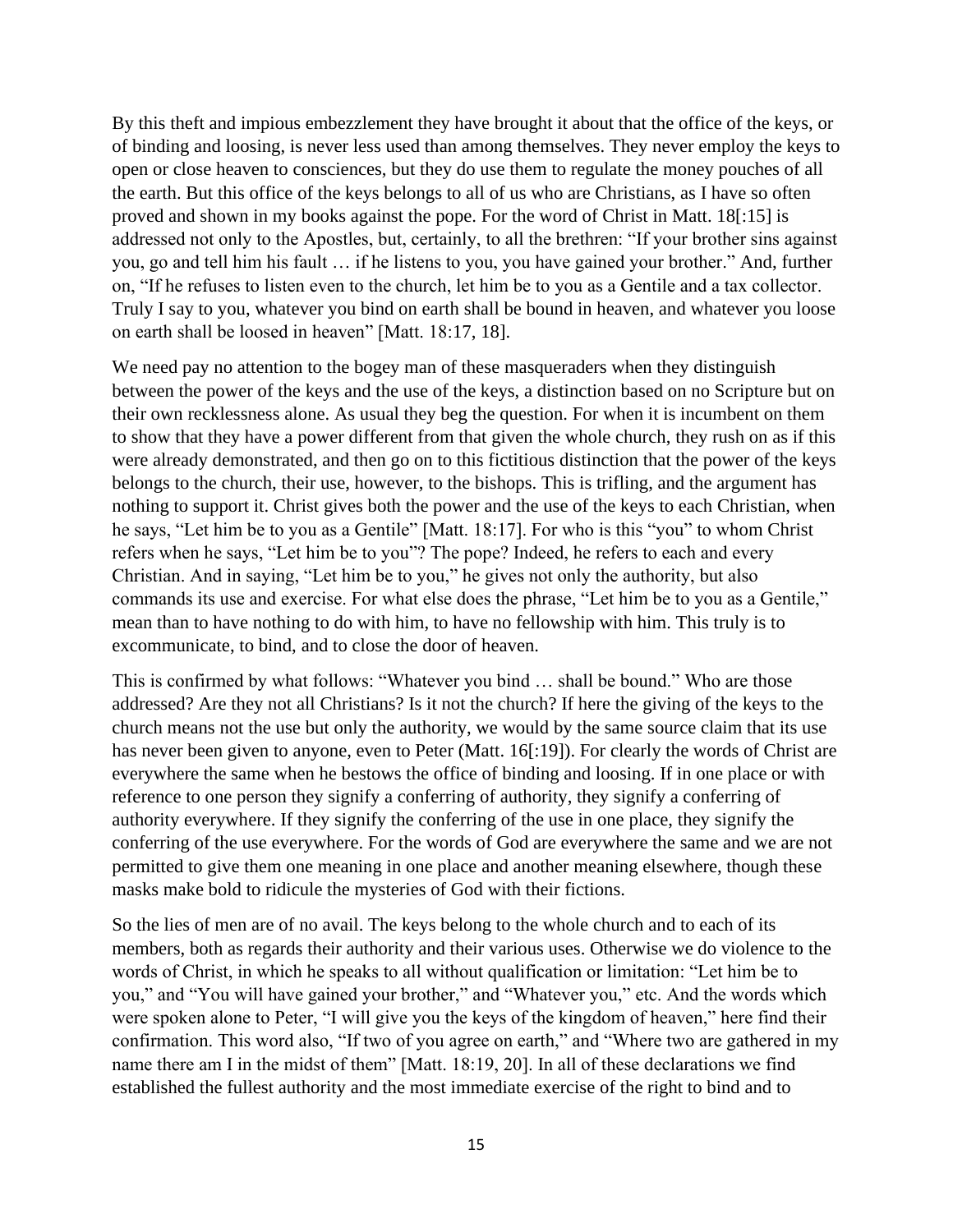By this theft and impious embezzlement they have brought it about that the office of the keys, or of binding and loosing, is never less used than among themselves. They never employ the keys to open or close heaven to consciences, but they do use them to regulate the money pouches of all the earth. But this office of the keys belongs to all of us who are Christians, as I have so often proved and shown in my books against the pope. For the word of Christ in Matt. 18[:15] is addressed not only to the Apostles, but, certainly, to all the brethren: "If your brother sins against you, go and tell him his fault … if he listens to you, you have gained your brother." And, further on, "If he refuses to listen even to the church, let him be to you as a Gentile and a tax collector. Truly I say to you, whatever you bind on earth shall be bound in heaven, and whatever you loose on earth shall be loosed in heaven" [Matt. 18:17, 18].

We need pay no attention to the bogey man of these masqueraders when they distinguish between the power of the keys and the use of the keys, a distinction based on no Scripture but on their own recklessness alone. As usual they beg the question. For when it is incumbent on them to show that they have a power different from that given the whole church, they rush on as if this were already demonstrated, and then go on to this fictitious distinction that the power of the keys belongs to the church, their use, however, to the bishops. This is trifling, and the argument has nothing to support it. Christ gives both the power and the use of the keys to each Christian, when he says, "Let him be to you as a Gentile" [Matt. 18:17]. For who is this "you" to whom Christ refers when he says, "Let him be to you"? The pope? Indeed, he refers to each and every Christian. And in saying, "Let him be to you," he gives not only the authority, but also commands its use and exercise. For what else does the phrase, "Let him be to you as a Gentile," mean than to have nothing to do with him, to have no fellowship with him. This truly is to excommunicate, to bind, and to close the door of heaven.

This is confirmed by what follows: "Whatever you bind … shall be bound." Who are those addressed? Are they not all Christians? Is it not the church? If here the giving of the keys to the church means not the use but only the authority, we would by the same source claim that its use has never been given to anyone, even to Peter (Matt. 16[:19]). For clearly the words of Christ are everywhere the same when he bestows the office of binding and loosing. If in one place or with reference to one person they signify a conferring of authority, they signify a conferring of authority everywhere. If they signify the conferring of the use in one place, they signify the conferring of the use everywhere. For the words of God are everywhere the same and we are not permitted to give them one meaning in one place and another meaning elsewhere, though these masks make bold to ridicule the mysteries of God with their fictions.

So the lies of men are of no avail. The keys belong to the whole church and to each of its members, both as regards their authority and their various uses. Otherwise we do violence to the words of Christ, in which he speaks to all without qualification or limitation: "Let him be to you," and "You will have gained your brother," and "Whatever you," etc. And the words which were spoken alone to Peter, "I will give you the keys of the kingdom of heaven," here find their confirmation. This word also, "If two of you agree on earth," and "Where two are gathered in my name there am I in the midst of them" [Matt. 18:19, 20]. In all of these declarations we find established the fullest authority and the most immediate exercise of the right to bind and to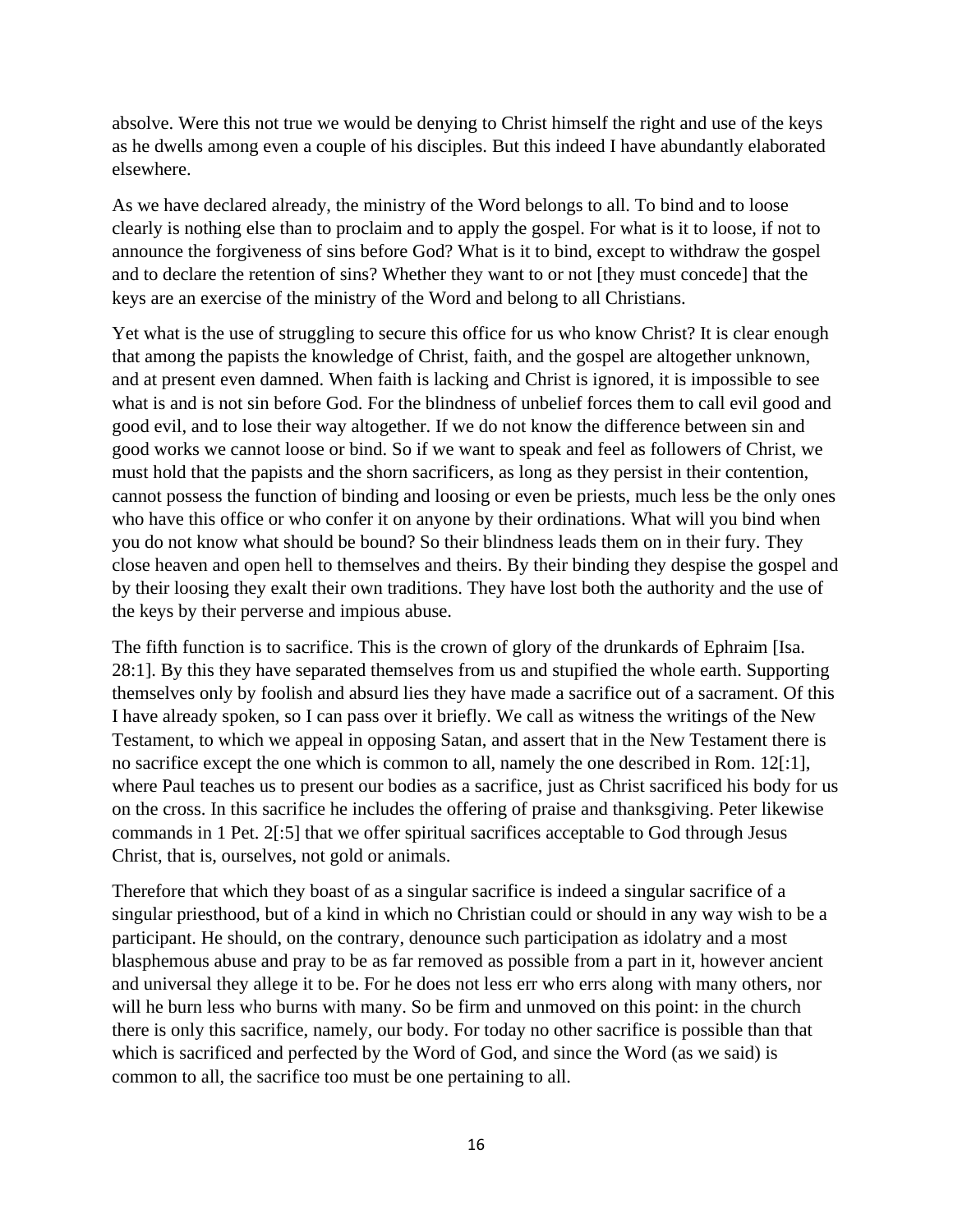absolve. Were this not true we would be denying to Christ himself the right and use of the keys as he dwells among even a couple of his disciples. But this indeed I have abundantly elaborated elsewhere.

As we have declared already, the ministry of the Word belongs to all. To bind and to loose clearly is nothing else than to proclaim and to apply the gospel. For what is it to loose, if not to announce the forgiveness of sins before God? What is it to bind, except to withdraw the gospel and to declare the retention of sins? Whether they want to or not [they must concede] that the keys are an exercise of the ministry of the Word and belong to all Christians.

Yet what is the use of struggling to secure this office for us who know Christ? It is clear enough that among the papists the knowledge of Christ, faith, and the gospel are altogether unknown, and at present even damned. When faith is lacking and Christ is ignored, it is impossible to see what is and is not sin before God. For the blindness of unbelief forces them to call evil good and good evil, and to lose their way altogether. If we do not know the difference between sin and good works we cannot loose or bind. So if we want to speak and feel as followers of Christ, we must hold that the papists and the shorn sacrificers, as long as they persist in their contention, cannot possess the function of binding and loosing or even be priests, much less be the only ones who have this office or who confer it on anyone by their ordinations. What will you bind when you do not know what should be bound? So their blindness leads them on in their fury. They close heaven and open hell to themselves and theirs. By their binding they despise the gospel and by their loosing they exalt their own traditions. They have lost both the authority and the use of the keys by their perverse and impious abuse.

The fifth function is to sacrifice. This is the crown of glory of the drunkards of Ephraim [Isa. 28:1]. By this they have separated themselves from us and stupified the whole earth. Supporting themselves only by foolish and absurd lies they have made a sacrifice out of a sacrament. Of this I have already spoken, so I can pass over it briefly. We call as witness the writings of the New Testament, to which we appeal in opposing Satan, and assert that in the New Testament there is no sacrifice except the one which is common to all, namely the one described in Rom. 12[:1], where Paul teaches us to present our bodies as a sacrifice, just as Christ sacrificed his body for us on the cross. In this sacrifice he includes the offering of praise and thanksgiving. Peter likewise commands in 1 Pet. 2[:5] that we offer spiritual sacrifices acceptable to God through Jesus Christ, that is, ourselves, not gold or animals.

Therefore that which they boast of as a singular sacrifice is indeed a singular sacrifice of a singular priesthood, but of a kind in which no Christian could or should in any way wish to be a participant. He should, on the contrary, denounce such participation as idolatry and a most blasphemous abuse and pray to be as far removed as possible from a part in it, however ancient and universal they allege it to be. For he does not less err who errs along with many others, nor will he burn less who burns with many. So be firm and unmoved on this point: in the church there is only this sacrifice, namely, our body. For today no other sacrifice is possible than that which is sacrificed and perfected by the Word of God, and since the Word (as we said) is common to all, the sacrifice too must be one pertaining to all.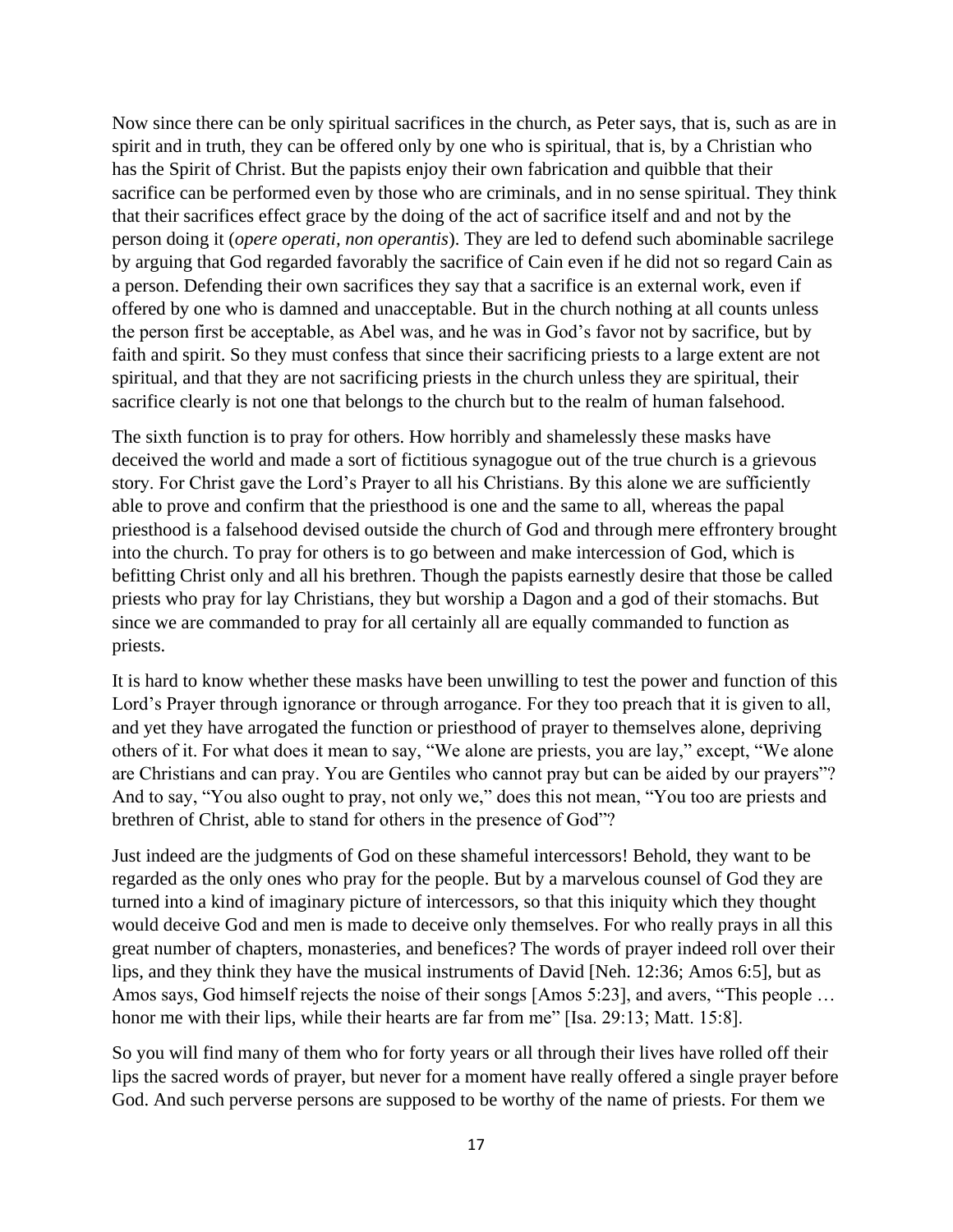Now since there can be only spiritual sacrifices in the church, as Peter says, that is, such as are in spirit and in truth, they can be offered only by one who is spiritual, that is, by a Christian who has the Spirit of Christ. But the papists enjoy their own fabrication and quibble that their sacrifice can be performed even by those who are criminals, and in no sense spiritual. They think that their sacrifices effect grace by the doing of the act of sacrifice itself and and not by the person doing it (*opere operati, non operantis*). They are led to defend such abominable sacrilege by arguing that God regarded favorably the sacrifice of Cain even if he did not so regard Cain as a person. Defending their own sacrifices they say that a sacrifice is an external work, even if offered by one who is damned and unacceptable. But in the church nothing at all counts unless the person first be acceptable, as Abel was, and he was in God's favor not by sacrifice, but by faith and spirit. So they must confess that since their sacrificing priests to a large extent are not spiritual, and that they are not sacrificing priests in the church unless they are spiritual, their sacrifice clearly is not one that belongs to the church but to the realm of human falsehood.

The sixth function is to pray for others. How horribly and shamelessly these masks have deceived the world and made a sort of fictitious synagogue out of the true church is a grievous story. For Christ gave the Lord's Prayer to all his Christians. By this alone we are sufficiently able to prove and confirm that the priesthood is one and the same to all, whereas the papal priesthood is a falsehood devised outside the church of God and through mere effrontery brought into the church. To pray for others is to go between and make intercession of God, which is befitting Christ only and all his brethren. Though the papists earnestly desire that those be called priests who pray for lay Christians, they but worship a Dagon and a god of their stomachs. But since we are commanded to pray for all certainly all are equally commanded to function as priests.

It is hard to know whether these masks have been unwilling to test the power and function of this Lord's Prayer through ignorance or through arrogance. For they too preach that it is given to all, and yet they have arrogated the function or priesthood of prayer to themselves alone, depriving others of it. For what does it mean to say, "We alone are priests, you are lay," except, "We alone are Christians and can pray. You are Gentiles who cannot pray but can be aided by our prayers"? And to say, "You also ought to pray, not only we," does this not mean, "You too are priests and brethren of Christ, able to stand for others in the presence of God"?

Just indeed are the judgments of God on these shameful intercessors! Behold, they want to be regarded as the only ones who pray for the people. But by a marvelous counsel of God they are turned into a kind of imaginary picture of intercessors, so that this iniquity which they thought would deceive God and men is made to deceive only themselves. For who really prays in all this great number of chapters, monasteries, and benefices? The words of prayer indeed roll over their lips, and they think they have the musical instruments of David [Neh. 12:36; Amos 6:5], but as Amos says, God himself rejects the noise of their songs [Amos 5:23], and avers, "This people … honor me with their lips, while their hearts are far from me" [Isa. 29:13; Matt. 15:8].

So you will find many of them who for forty years or all through their lives have rolled off their lips the sacred words of prayer, but never for a moment have really offered a single prayer before God. And such perverse persons are supposed to be worthy of the name of priests. For them we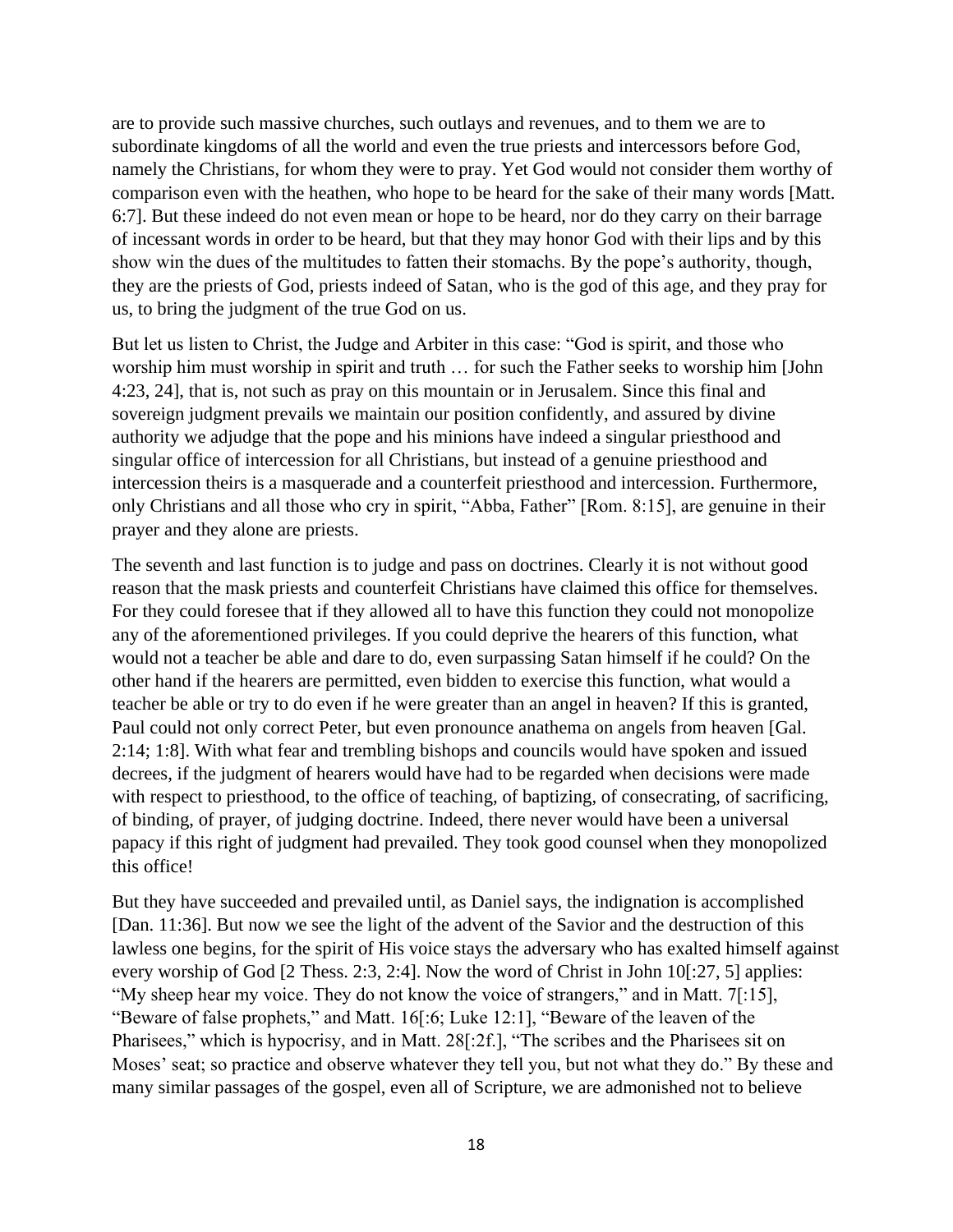are to provide such massive churches, such outlays and revenues, and to them we are to subordinate kingdoms of all the world and even the true priests and intercessors before God, namely the Christians, for whom they were to pray. Yet God would not consider them worthy of comparison even with the heathen, who hope to be heard for the sake of their many words [Matt. 6:7]. But these indeed do not even mean or hope to be heard, nor do they carry on their barrage of incessant words in order to be heard, but that they may honor God with their lips and by this show win the dues of the multitudes to fatten their stomachs. By the pope's authority, though, they are the priests of God, priests indeed of Satan, who is the god of this age, and they pray for us, to bring the judgment of the true God on us.

But let us listen to Christ, the Judge and Arbiter in this case: "God is spirit, and those who worship him must worship in spirit and truth … for such the Father seeks to worship him [John 4:23, 24], that is, not such as pray on this mountain or in Jerusalem. Since this final and sovereign judgment prevails we maintain our position confidently, and assured by divine authority we adjudge that the pope and his minions have indeed a singular priesthood and singular office of intercession for all Christians, but instead of a genuine priesthood and intercession theirs is a masquerade and a counterfeit priesthood and intercession. Furthermore, only Christians and all those who cry in spirit, "Abba, Father" [Rom. 8:15], are genuine in their prayer and they alone are priests.

The seventh and last function is to judge and pass on doctrines. Clearly it is not without good reason that the mask priests and counterfeit Christians have claimed this office for themselves. For they could foresee that if they allowed all to have this function they could not monopolize any of the aforementioned privileges. If you could deprive the hearers of this function, what would not a teacher be able and dare to do, even surpassing Satan himself if he could? On the other hand if the hearers are permitted, even bidden to exercise this function, what would a teacher be able or try to do even if he were greater than an angel in heaven? If this is granted, Paul could not only correct Peter, but even pronounce anathema on angels from heaven [Gal. 2:14; 1:8]. With what fear and trembling bishops and councils would have spoken and issued decrees, if the judgment of hearers would have had to be regarded when decisions were made with respect to priesthood, to the office of teaching, of baptizing, of consecrating, of sacrificing, of binding, of prayer, of judging doctrine. Indeed, there never would have been a universal papacy if this right of judgment had prevailed. They took good counsel when they monopolized this office!

But they have succeeded and prevailed until, as Daniel says, the indignation is accomplished [Dan. 11:36]. But now we see the light of the advent of the Savior and the destruction of this lawless one begins, for the spirit of His voice stays the adversary who has exalted himself against every worship of God [2 Thess. 2:3, 2:4]. Now the word of Christ in John 10[:27, 5] applies: "My sheep hear my voice. They do not know the voice of strangers," and in Matt. 7[:15], "Beware of false prophets," and Matt. 16[:6; Luke 12:1], "Beware of the leaven of the Pharisees," which is hypocrisy, and in Matt. 28[:2f.], "The scribes and the Pharisees sit on Moses' seat; so practice and observe whatever they tell you, but not what they do." By these and many similar passages of the gospel, even all of Scripture, we are admonished not to believe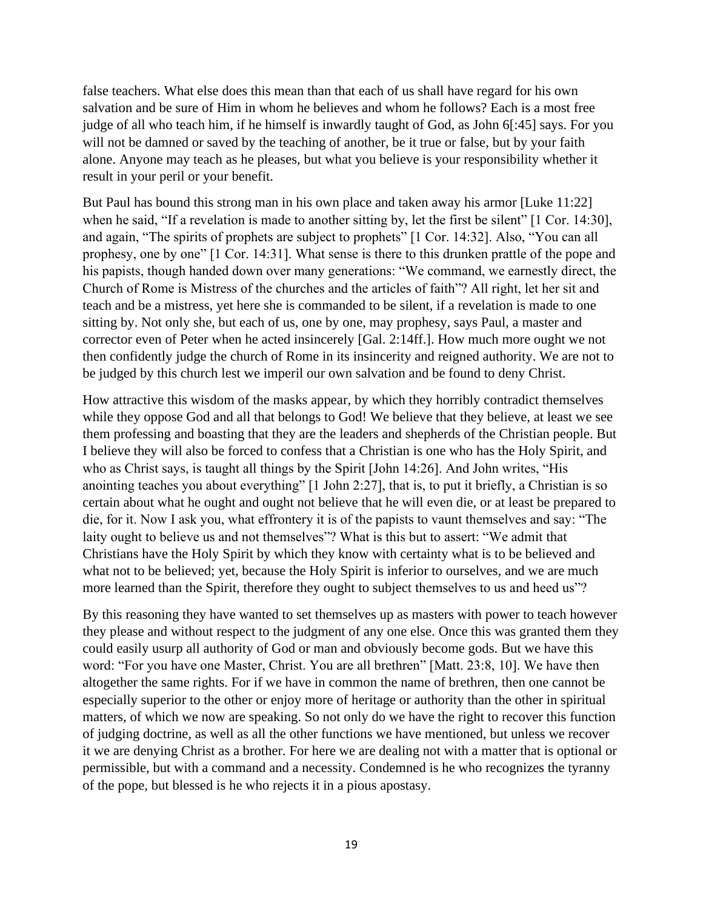false teachers. What else does this mean than that each of us shall have regard for his own salvation and be sure of Him in whom he believes and whom he follows? Each is a most free judge of all who teach him, if he himself is inwardly taught of God, as John 6[:45] says. For you will not be damned or saved by the teaching of another, be it true or false, but by your faith alone. Anyone may teach as he pleases, but what you believe is your responsibility whether it result in your peril or your benefit.

But Paul has bound this strong man in his own place and taken away his armor [Luke 11:22] when he said, "If a revelation is made to another sitting by, let the first be silent" [1 Cor. 14:30], and again, "The spirits of prophets are subject to prophets" [1 Cor. 14:32]. Also, "You can all prophesy, one by one" [1 Cor. 14:31]. What sense is there to this drunken prattle of the pope and his papists, though handed down over many generations: "We command, we earnestly direct, the Church of Rome is Mistress of the churches and the articles of faith"? All right, let her sit and teach and be a mistress, yet here she is commanded to be silent, if a revelation is made to one sitting by. Not only she, but each of us, one by one, may prophesy, says Paul, a master and corrector even of Peter when he acted insincerely [Gal. 2:14ff.]. How much more ought we not then confidently judge the church of Rome in its insincerity and reigned authority. We are not to be judged by this church lest we imperil our own salvation and be found to deny Christ.

How attractive this wisdom of the masks appear, by which they horribly contradict themselves while they oppose God and all that belongs to God! We believe that they believe, at least we see them professing and boasting that they are the leaders and shepherds of the Christian people. But I believe they will also be forced to confess that a Christian is one who has the Holy Spirit, and who as Christ says, is taught all things by the Spirit [John 14:26]. And John writes, "His anointing teaches you about everything" [1 John 2:27], that is, to put it briefly, a Christian is so certain about what he ought and ought not believe that he will even die, or at least be prepared to die, for it. Now I ask you, what effrontery it is of the papists to vaunt themselves and say: "The laity ought to believe us and not themselves"? What is this but to assert: "We admit that Christians have the Holy Spirit by which they know with certainty what is to be believed and what not to be believed; yet, because the Holy Spirit is inferior to ourselves, and we are much more learned than the Spirit, therefore they ought to subject themselves to us and heed us"?

By this reasoning they have wanted to set themselves up as masters with power to teach however they please and without respect to the judgment of any one else. Once this was granted them they could easily usurp all authority of God or man and obviously become gods. But we have this word: "For you have one Master, Christ. You are all brethren" [Matt. 23:8, 10]. We have then altogether the same rights. For if we have in common the name of brethren, then one cannot be especially superior to the other or enjoy more of heritage or authority than the other in spiritual matters, of which we now are speaking. So not only do we have the right to recover this function of judging doctrine, as well as all the other functions we have mentioned, but unless we recover it we are denying Christ as a brother. For here we are dealing not with a matter that is optional or permissible, but with a command and a necessity. Condemned is he who recognizes the tyranny of the pope, but blessed is he who rejects it in a pious apostasy.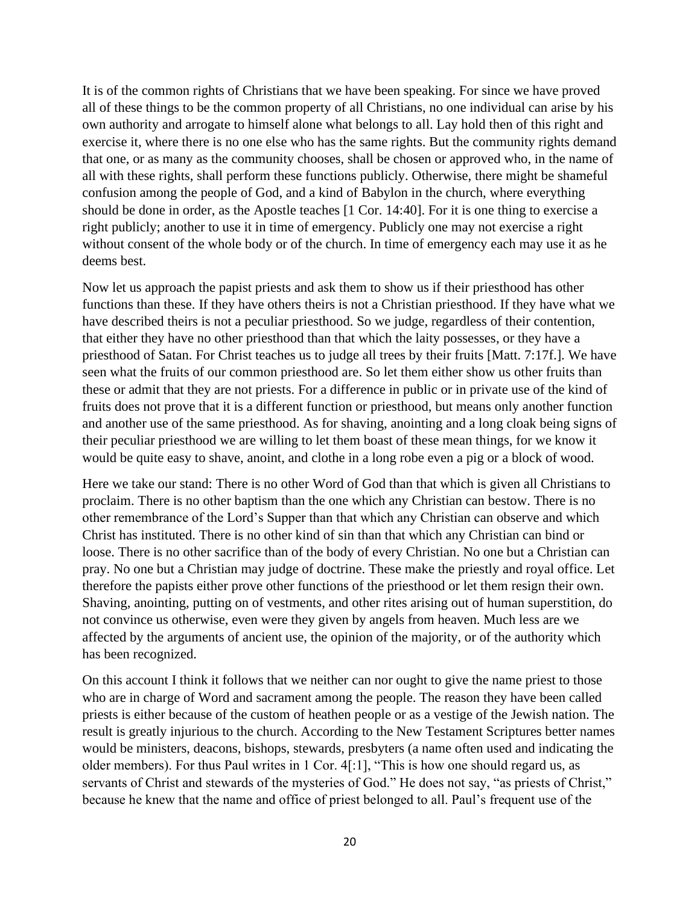It is of the common rights of Christians that we have been speaking. For since we have proved all of these things to be the common property of all Christians, no one individual can arise by his own authority and arrogate to himself alone what belongs to all. Lay hold then of this right and exercise it, where there is no one else who has the same rights. But the community rights demand that one, or as many as the community chooses, shall be chosen or approved who, in the name of all with these rights, shall perform these functions publicly. Otherwise, there might be shameful confusion among the people of God, and a kind of Babylon in the church, where everything should be done in order, as the Apostle teaches [1 Cor. 14:40]. For it is one thing to exercise a right publicly; another to use it in time of emergency. Publicly one may not exercise a right without consent of the whole body or of the church. In time of emergency each may use it as he deems best.

Now let us approach the papist priests and ask them to show us if their priesthood has other functions than these. If they have others theirs is not a Christian priesthood. If they have what we have described theirs is not a peculiar priesthood. So we judge, regardless of their contention, that either they have no other priesthood than that which the laity possesses, or they have a priesthood of Satan. For Christ teaches us to judge all trees by their fruits [Matt. 7:17f.]. We have seen what the fruits of our common priesthood are. So let them either show us other fruits than these or admit that they are not priests. For a difference in public or in private use of the kind of fruits does not prove that it is a different function or priesthood, but means only another function and another use of the same priesthood. As for shaving, anointing and a long cloak being signs of their peculiar priesthood we are willing to let them boast of these mean things, for we know it would be quite easy to shave, anoint, and clothe in a long robe even a pig or a block of wood.

Here we take our stand: There is no other Word of God than that which is given all Christians to proclaim. There is no other baptism than the one which any Christian can bestow. There is no other remembrance of the Lord's Supper than that which any Christian can observe and which Christ has instituted. There is no other kind of sin than that which any Christian can bind or loose. There is no other sacrifice than of the body of every Christian. No one but a Christian can pray. No one but a Christian may judge of doctrine. These make the priestly and royal office. Let therefore the papists either prove other functions of the priesthood or let them resign their own. Shaving, anointing, putting on of vestments, and other rites arising out of human superstition, do not convince us otherwise, even were they given by angels from heaven. Much less are we affected by the arguments of ancient use, the opinion of the majority, or of the authority which has been recognized.

On this account I think it follows that we neither can nor ought to give the name priest to those who are in charge of Word and sacrament among the people. The reason they have been called priests is either because of the custom of heathen people or as a vestige of the Jewish nation. The result is greatly injurious to the church. According to the New Testament Scriptures better names would be ministers, deacons, bishops, stewards, presbyters (a name often used and indicating the older members). For thus Paul writes in 1 Cor. 4[:1], "This is how one should regard us, as servants of Christ and stewards of the mysteries of God." He does not say, "as priests of Christ," because he knew that the name and office of priest belonged to all. Paul's frequent use of the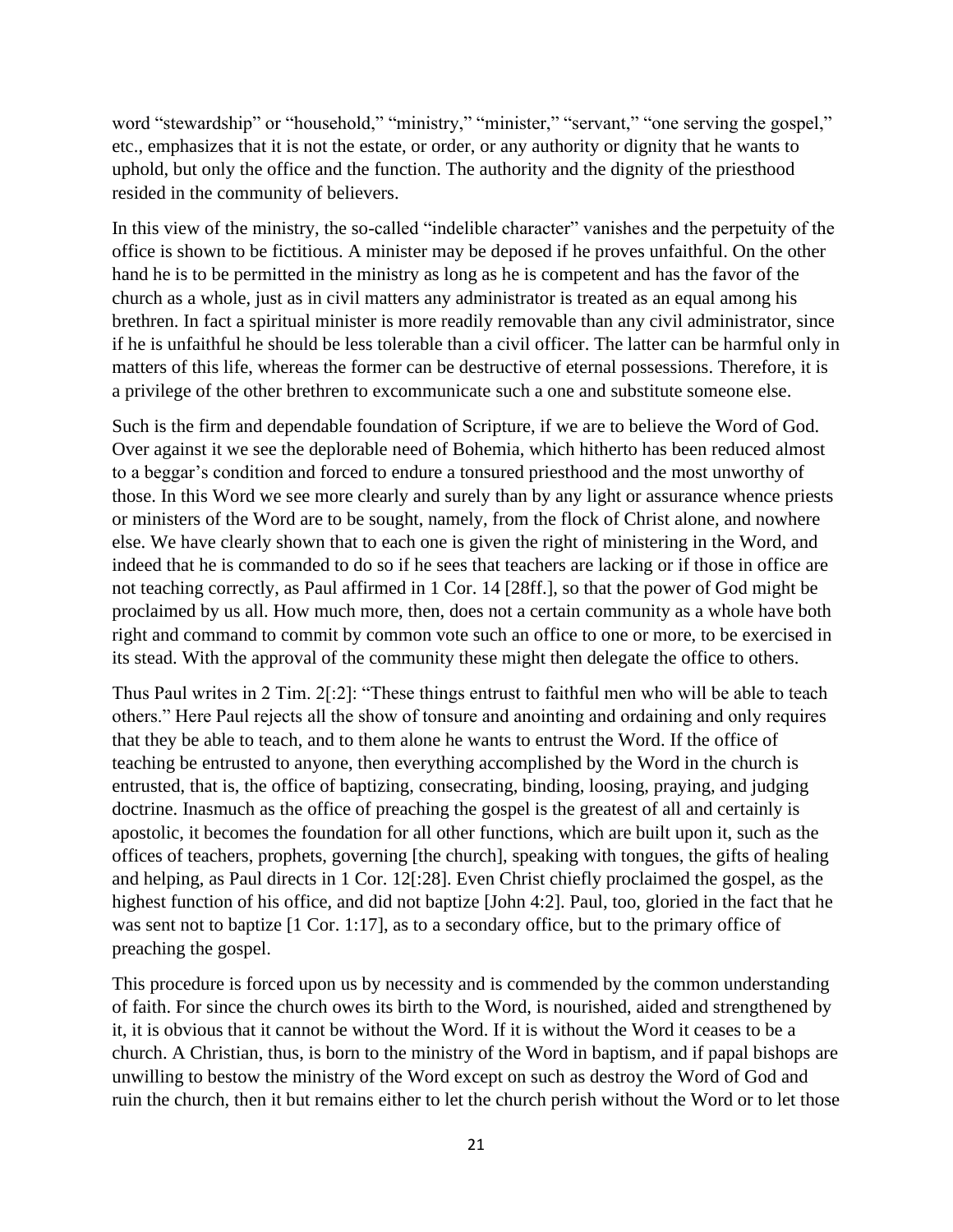word "stewardship" or "household," "ministry," "minister," "servant," "one serving the gospel," etc., emphasizes that it is not the estate, or order, or any authority or dignity that he wants to uphold, but only the office and the function. The authority and the dignity of the priesthood resided in the community of believers.

In this view of the ministry, the so-called "indelible character" vanishes and the perpetuity of the office is shown to be fictitious. A minister may be deposed if he proves unfaithful. On the other hand he is to be permitted in the ministry as long as he is competent and has the favor of the church as a whole, just as in civil matters any administrator is treated as an equal among his brethren. In fact a spiritual minister is more readily removable than any civil administrator, since if he is unfaithful he should be less tolerable than a civil officer. The latter can be harmful only in matters of this life, whereas the former can be destructive of eternal possessions. Therefore, it is a privilege of the other brethren to excommunicate such a one and substitute someone else.

Such is the firm and dependable foundation of Scripture, if we are to believe the Word of God. Over against it we see the deplorable need of Bohemia, which hitherto has been reduced almost to a beggar's condition and forced to endure a tonsured priesthood and the most unworthy of those. In this Word we see more clearly and surely than by any light or assurance whence priests or ministers of the Word are to be sought, namely, from the flock of Christ alone, and nowhere else. We have clearly shown that to each one is given the right of ministering in the Word, and indeed that he is commanded to do so if he sees that teachers are lacking or if those in office are not teaching correctly, as Paul affirmed in 1 Cor. 14 [28ff.], so that the power of God might be proclaimed by us all. How much more, then, does not a certain community as a whole have both right and command to commit by common vote such an office to one or more, to be exercised in its stead. With the approval of the community these might then delegate the office to others.

Thus Paul writes in 2 Tim. 2[:2]: "These things entrust to faithful men who will be able to teach others." Here Paul rejects all the show of tonsure and anointing and ordaining and only requires that they be able to teach, and to them alone he wants to entrust the Word. If the office of teaching be entrusted to anyone, then everything accomplished by the Word in the church is entrusted, that is, the office of baptizing, consecrating, binding, loosing, praying, and judging doctrine. Inasmuch as the office of preaching the gospel is the greatest of all and certainly is apostolic, it becomes the foundation for all other functions, which are built upon it, such as the offices of teachers, prophets, governing [the church], speaking with tongues, the gifts of healing and helping, as Paul directs in 1 Cor. 12[:28]. Even Christ chiefly proclaimed the gospel, as the highest function of his office, and did not baptize [John 4:2]. Paul, too, gloried in the fact that he was sent not to baptize [1 Cor. 1:17], as to a secondary office, but to the primary office of preaching the gospel.

This procedure is forced upon us by necessity and is commended by the common understanding of faith. For since the church owes its birth to the Word, is nourished, aided and strengthened by it, it is obvious that it cannot be without the Word. If it is without the Word it ceases to be a church. A Christian, thus, is born to the ministry of the Word in baptism, and if papal bishops are unwilling to bestow the ministry of the Word except on such as destroy the Word of God and ruin the church, then it but remains either to let the church perish without the Word or to let those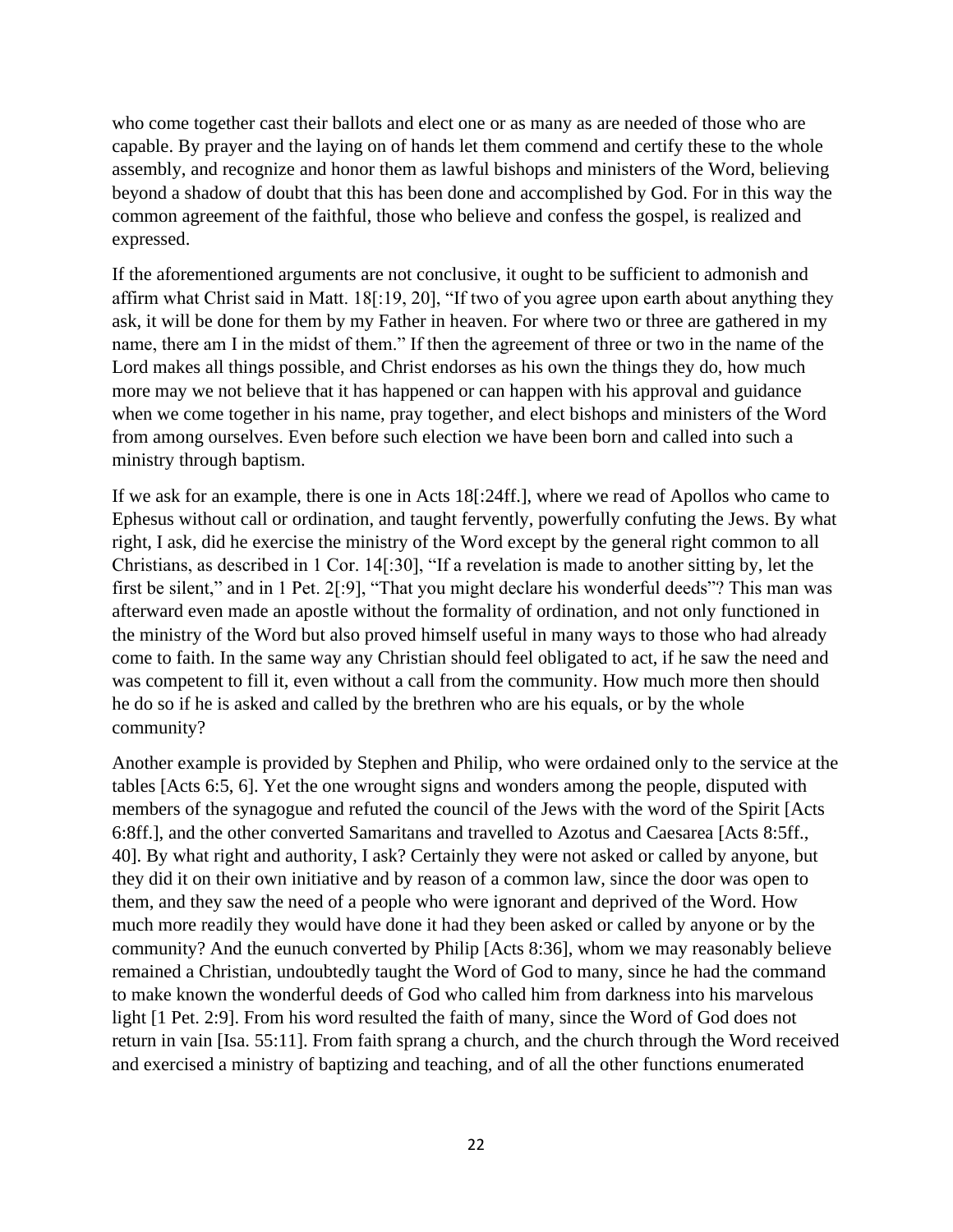who come together cast their ballots and elect one or as many as are needed of those who are capable. By prayer and the laying on of hands let them commend and certify these to the whole assembly, and recognize and honor them as lawful bishops and ministers of the Word, believing beyond a shadow of doubt that this has been done and accomplished by God. For in this way the common agreement of the faithful, those who believe and confess the gospel, is realized and expressed.

If the aforementioned arguments are not conclusive, it ought to be sufficient to admonish and affirm what Christ said in Matt. 18[:19, 20], "If two of you agree upon earth about anything they ask, it will be done for them by my Father in heaven. For where two or three are gathered in my name, there am I in the midst of them." If then the agreement of three or two in the name of the Lord makes all things possible, and Christ endorses as his own the things they do, how much more may we not believe that it has happened or can happen with his approval and guidance when we come together in his name, pray together, and elect bishops and ministers of the Word from among ourselves. Even before such election we have been born and called into such a ministry through baptism.

If we ask for an example, there is one in Acts 18[:24ff.], where we read of Apollos who came to Ephesus without call or ordination, and taught fervently, powerfully confuting the Jews. By what right, I ask, did he exercise the ministry of the Word except by the general right common to all Christians, as described in 1 Cor. 14[:30], "If a revelation is made to another sitting by, let the first be silent," and in 1 Pet. 2[:9], "That you might declare his wonderful deeds"? This man was afterward even made an apostle without the formality of ordination, and not only functioned in the ministry of the Word but also proved himself useful in many ways to those who had already come to faith. In the same way any Christian should feel obligated to act, if he saw the need and was competent to fill it, even without a call from the community. How much more then should he do so if he is asked and called by the brethren who are his equals, or by the whole community?

Another example is provided by Stephen and Philip, who were ordained only to the service at the tables [Acts 6:5, 6]. Yet the one wrought signs and wonders among the people, disputed with members of the synagogue and refuted the council of the Jews with the word of the Spirit [Acts 6:8ff.], and the other converted Samaritans and travelled to Azotus and Caesarea [Acts 8:5ff., 40]. By what right and authority, I ask? Certainly they were not asked or called by anyone, but they did it on their own initiative and by reason of a common law, since the door was open to them, and they saw the need of a people who were ignorant and deprived of the Word. How much more readily they would have done it had they been asked or called by anyone or by the community? And the eunuch converted by Philip [Acts 8:36], whom we may reasonably believe remained a Christian, undoubtedly taught the Word of God to many, since he had the command to make known the wonderful deeds of God who called him from darkness into his marvelous light [1 Pet. 2:9]. From his word resulted the faith of many, since the Word of God does not return in vain [Isa. 55:11]. From faith sprang a church, and the church through the Word received and exercised a ministry of baptizing and teaching, and of all the other functions enumerated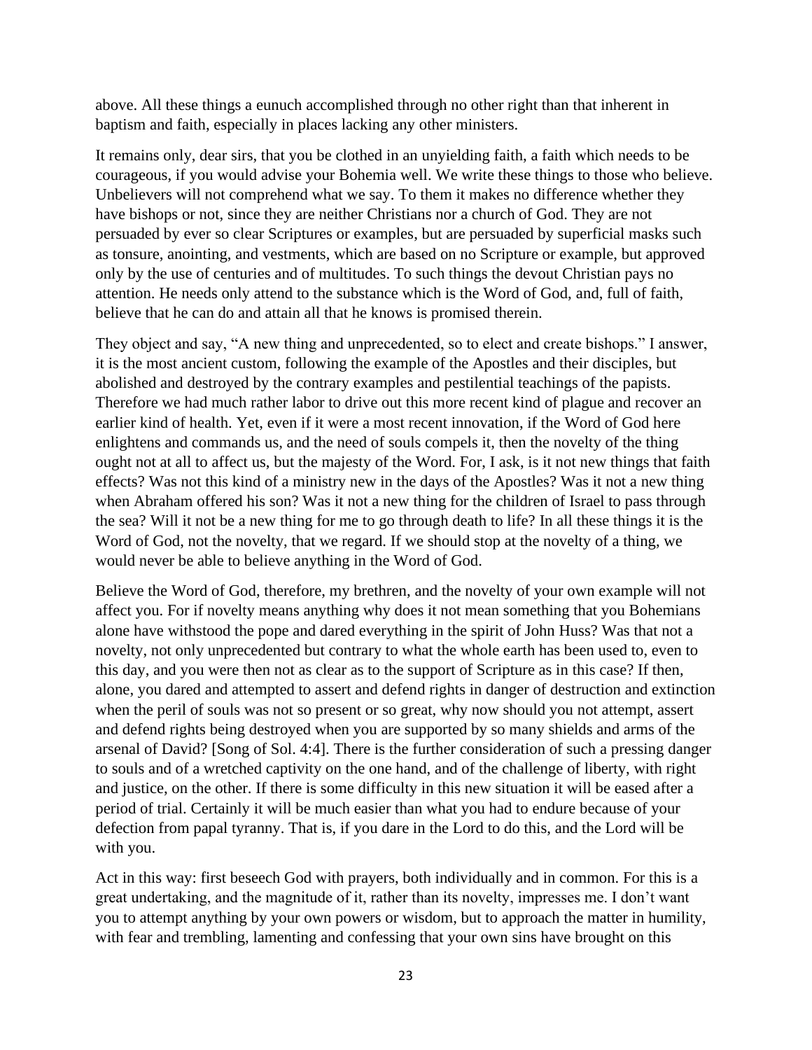above. All these things a eunuch accomplished through no other right than that inherent in baptism and faith, especially in places lacking any other ministers.

It remains only, dear sirs, that you be clothed in an unyielding faith, a faith which needs to be courageous, if you would advise your Bohemia well. We write these things to those who believe. Unbelievers will not comprehend what we say. To them it makes no difference whether they have bishops or not, since they are neither Christians nor a church of God. They are not persuaded by ever so clear Scriptures or examples, but are persuaded by superficial masks such as tonsure, anointing, and vestments, which are based on no Scripture or example, but approved only by the use of centuries and of multitudes. To such things the devout Christian pays no attention. He needs only attend to the substance which is the Word of God, and, full of faith, believe that he can do and attain all that he knows is promised therein.

They object and say, "A new thing and unprecedented, so to elect and create bishops." I answer, it is the most ancient custom, following the example of the Apostles and their disciples, but abolished and destroyed by the contrary examples and pestilential teachings of the papists. Therefore we had much rather labor to drive out this more recent kind of plague and recover an earlier kind of health. Yet, even if it were a most recent innovation, if the Word of God here enlightens and commands us, and the need of souls compels it, then the novelty of the thing ought not at all to affect us, but the majesty of the Word. For, I ask, is it not new things that faith effects? Was not this kind of a ministry new in the days of the Apostles? Was it not a new thing when Abraham offered his son? Was it not a new thing for the children of Israel to pass through the sea? Will it not be a new thing for me to go through death to life? In all these things it is the Word of God, not the novelty, that we regard. If we should stop at the novelty of a thing, we would never be able to believe anything in the Word of God.

Believe the Word of God, therefore, my brethren, and the novelty of your own example will not affect you. For if novelty means anything why does it not mean something that you Bohemians alone have withstood the pope and dared everything in the spirit of John Huss? Was that not a novelty, not only unprecedented but contrary to what the whole earth has been used to, even to this day, and you were then not as clear as to the support of Scripture as in this case? If then, alone, you dared and attempted to assert and defend rights in danger of destruction and extinction when the peril of souls was not so present or so great, why now should you not attempt, assert and defend rights being destroyed when you are supported by so many shields and arms of the arsenal of David? [Song of Sol. 4:4]. There is the further consideration of such a pressing danger to souls and of a wretched captivity on the one hand, and of the challenge of liberty, with right and justice, on the other. If there is some difficulty in this new situation it will be eased after a period of trial. Certainly it will be much easier than what you had to endure because of your defection from papal tyranny. That is, if you dare in the Lord to do this, and the Lord will be with you.

Act in this way: first beseech God with prayers, both individually and in common. For this is a great undertaking, and the magnitude of it, rather than its novelty, impresses me. I don't want you to attempt anything by your own powers or wisdom, but to approach the matter in humility, with fear and trembling, lamenting and confessing that your own sins have brought on this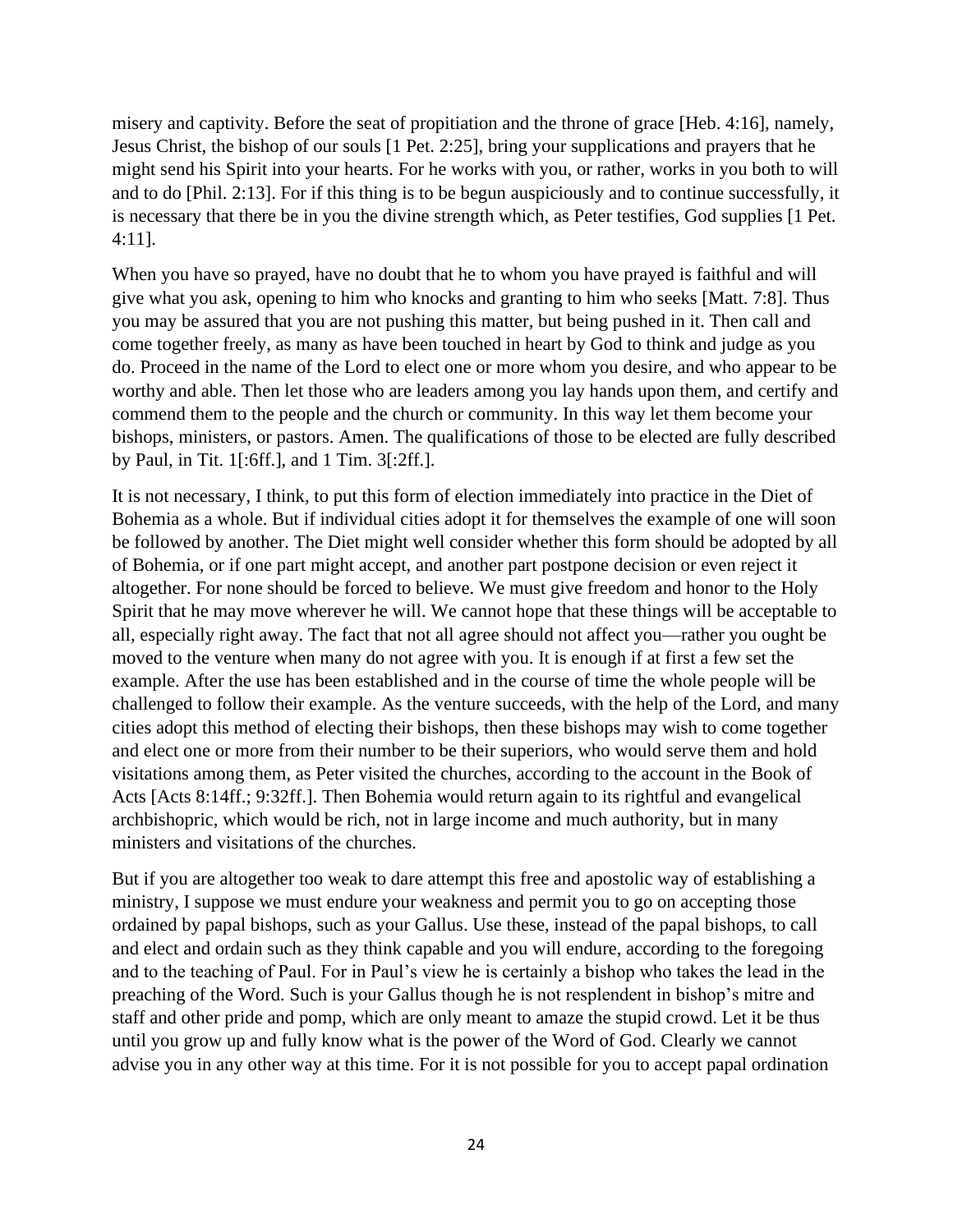misery and captivity. Before the seat of propitiation and the throne of grace [Heb. 4:16], namely, Jesus Christ, the bishop of our souls [1 Pet. 2:25], bring your supplications and prayers that he might send his Spirit into your hearts. For he works with you, or rather, works in you both to will and to do [Phil. 2:13]. For if this thing is to be begun auspiciously and to continue successfully, it is necessary that there be in you the divine strength which, as Peter testifies, God supplies [1 Pet. 4:11].

When you have so prayed, have no doubt that he to whom you have prayed is faithful and will give what you ask, opening to him who knocks and granting to him who seeks [Matt. 7:8]. Thus you may be assured that you are not pushing this matter, but being pushed in it. Then call and come together freely, as many as have been touched in heart by God to think and judge as you do. Proceed in the name of the Lord to elect one or more whom you desire, and who appear to be worthy and able. Then let those who are leaders among you lay hands upon them, and certify and commend them to the people and the church or community. In this way let them become your bishops, ministers, or pastors. Amen. The qualifications of those to be elected are fully described by Paul, in Tit. 1[:6ff.], and 1 Tim. 3[:2ff.].

It is not necessary, I think, to put this form of election immediately into practice in the Diet of Bohemia as a whole. But if individual cities adopt it for themselves the example of one will soon be followed by another. The Diet might well consider whether this form should be adopted by all of Bohemia, or if one part might accept, and another part postpone decision or even reject it altogether. For none should be forced to believe. We must give freedom and honor to the Holy Spirit that he may move wherever he will. We cannot hope that these things will be acceptable to all, especially right away. The fact that not all agree should not affect you—rather you ought be moved to the venture when many do not agree with you. It is enough if at first a few set the example. After the use has been established and in the course of time the whole people will be challenged to follow their example. As the venture succeeds, with the help of the Lord, and many cities adopt this method of electing their bishops, then these bishops may wish to come together and elect one or more from their number to be their superiors, who would serve them and hold visitations among them, as Peter visited the churches, according to the account in the Book of Acts [Acts 8:14ff.; 9:32ff.]. Then Bohemia would return again to its rightful and evangelical archbishopric, which would be rich, not in large income and much authority, but in many ministers and visitations of the churches.

But if you are altogether too weak to dare attempt this free and apostolic way of establishing a ministry, I suppose we must endure your weakness and permit you to go on accepting those ordained by papal bishops, such as your Gallus. Use these, instead of the papal bishops, to call and elect and ordain such as they think capable and you will endure, according to the foregoing and to the teaching of Paul. For in Paul's view he is certainly a bishop who takes the lead in the preaching of the Word. Such is your Gallus though he is not resplendent in bishop's mitre and staff and other pride and pomp, which are only meant to amaze the stupid crowd. Let it be thus until you grow up and fully know what is the power of the Word of God. Clearly we cannot advise you in any other way at this time. For it is not possible for you to accept papal ordination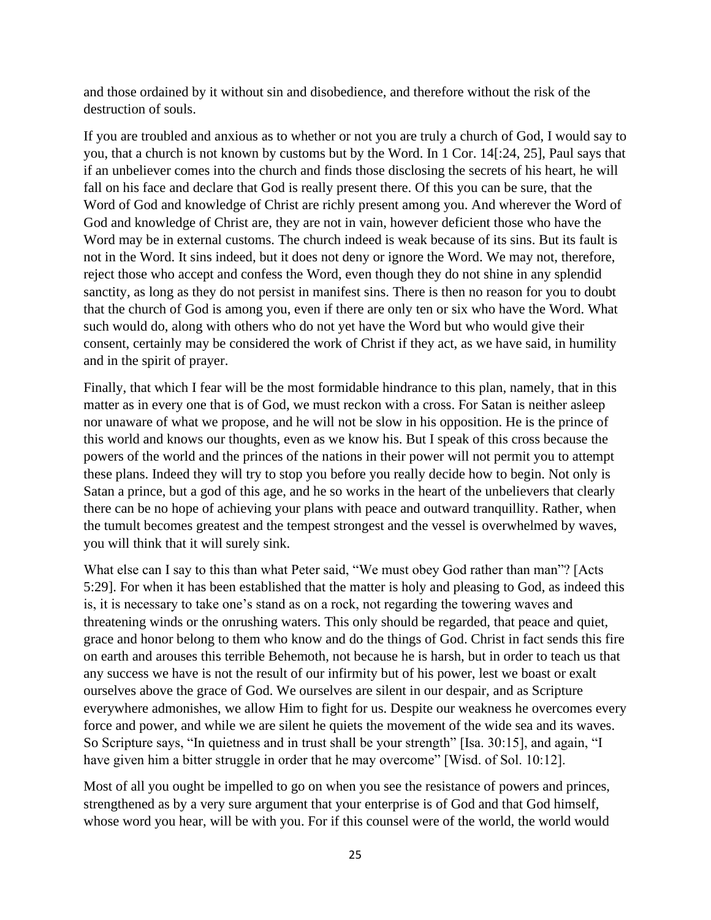and those ordained by it without sin and disobedience, and therefore without the risk of the destruction of souls.

If you are troubled and anxious as to whether or not you are truly a church of God, I would say to you, that a church is not known by customs but by the Word. In 1 Cor. 14[:24, 25], Paul says that if an unbeliever comes into the church and finds those disclosing the secrets of his heart, he will fall on his face and declare that God is really present there. Of this you can be sure, that the Word of God and knowledge of Christ are richly present among you. And wherever the Word of God and knowledge of Christ are, they are not in vain, however deficient those who have the Word may be in external customs. The church indeed is weak because of its sins. But its fault is not in the Word. It sins indeed, but it does not deny or ignore the Word. We may not, therefore, reject those who accept and confess the Word, even though they do not shine in any splendid sanctity, as long as they do not persist in manifest sins. There is then no reason for you to doubt that the church of God is among you, even if there are only ten or six who have the Word. What such would do, along with others who do not yet have the Word but who would give their consent, certainly may be considered the work of Christ if they act, as we have said, in humility and in the spirit of prayer.

Finally, that which I fear will be the most formidable hindrance to this plan, namely, that in this matter as in every one that is of God, we must reckon with a cross. For Satan is neither asleep nor unaware of what we propose, and he will not be slow in his opposition. He is the prince of this world and knows our thoughts, even as we know his. But I speak of this cross because the powers of the world and the princes of the nations in their power will not permit you to attempt these plans. Indeed they will try to stop you before you really decide how to begin. Not only is Satan a prince, but a god of this age, and he so works in the heart of the unbelievers that clearly there can be no hope of achieving your plans with peace and outward tranquillity. Rather, when the tumult becomes greatest and the tempest strongest and the vessel is overwhelmed by waves, you will think that it will surely sink.

What else can I say to this than what Peter said, "We must obey God rather than man"? [Acts 5:29]. For when it has been established that the matter is holy and pleasing to God, as indeed this is, it is necessary to take one's stand as on a rock, not regarding the towering waves and threatening winds or the onrushing waters. This only should be regarded, that peace and quiet, grace and honor belong to them who know and do the things of God. Christ in fact sends this fire on earth and arouses this terrible Behemoth, not because he is harsh, but in order to teach us that any success we have is not the result of our infirmity but of his power, lest we boast or exalt ourselves above the grace of God. We ourselves are silent in our despair, and as Scripture everywhere admonishes, we allow Him to fight for us. Despite our weakness he overcomes every force and power, and while we are silent he quiets the movement of the wide sea and its waves. So Scripture says, "In quietness and in trust shall be your strength" [Isa. 30:15], and again, "I have given him a bitter struggle in order that he may overcome" [Wisd. of Sol. 10:12].

Most of all you ought be impelled to go on when you see the resistance of powers and princes, strengthened as by a very sure argument that your enterprise is of God and that God himself, whose word you hear, will be with you. For if this counsel were of the world, the world would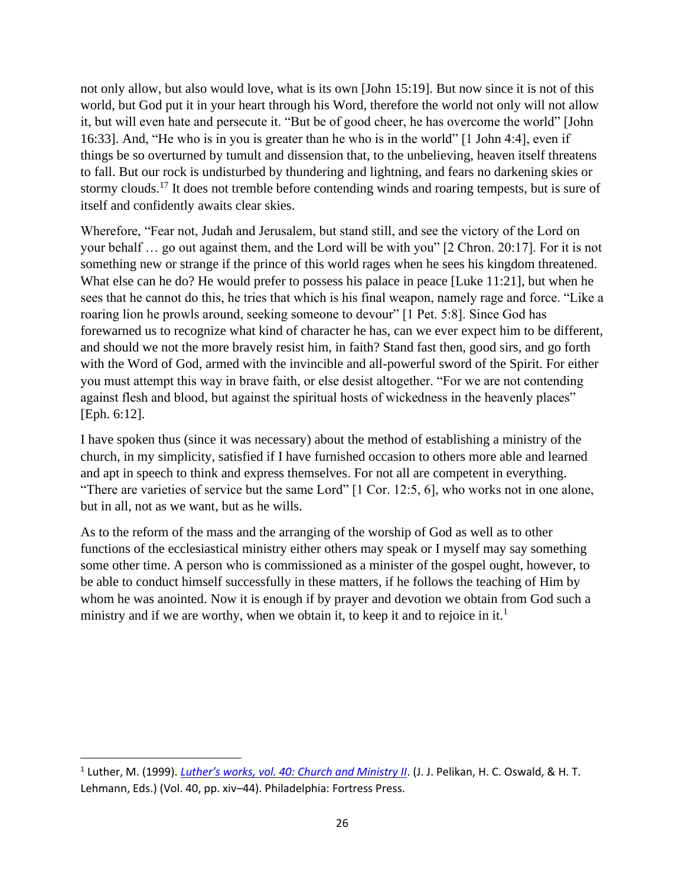not only allow, but also would love, what is its own [John 15:19]. But now since it is not of this world, but God put it in your heart through his Word, therefore the world not only will not allow it, but will even hate and persecute it. "But be of good cheer, he has overcome the world" [John 16:33]. And, "He who is in you is greater than he who is in the world" [1 John 4:4], even if things be so overturned by tumult and dissension that, to the unbelieving, heaven itself threatens to fall. But our rock is undisturbed by thundering and lightning, and fears no darkening skies or stormy clouds.[17] It does not tremble before contending winds and roaring tempests, but is sure of itself and confidently awaits clear skies.

Wherefore, "Fear not, Judah and Jerusalem, but stand still, and see the victory of the Lord on your behalf … go out against them, and the Lord will be with you" [2 Chron. 20:17]. For it is not something new or strange if the prince of this world rages when he sees his kingdom threatened. What else can he do? He would prefer to possess his palace in peace [Luke 11:21], but when he sees that he cannot do this, he tries that which is his final weapon, namely rage and force. "Like a roaring lion he prowls around, seeking someone to devour" [1 Pet. 5:8]. Since God has forewarned us to recognize what kind of character he has, can we ever expect him to be different, and should we not the more bravely resist him, in faith? Stand fast then, good sirs, and go forth with the Word of God, armed with the invincible and all-powerful sword of the Spirit. For either you must attempt this way in brave faith, or else desist altogether. "For we are not contending against flesh and blood, but against the spiritual hosts of wickedness in the heavenly places" [Eph. 6:12].

I have spoken thus (since it was necessary) about the method of establishing a ministry of the church, in my simplicity, satisfied if I have furnished occasion to others more able and learned and apt in speech to think and express themselves. For not all are competent in everything. "There are varieties of service but the same Lord" [1 Cor. 12:5, 6], who works not in one alone, but in all, not as we want, but as he wills.

As to the reform of the mass and the arranging of the worship of God as well as to other functions of the ecclesiastical ministry either others may speak or I myself may say something some other time. A person who is commissioned as a minister of the gospel ought, however, to be able to conduct himself successfully in these matters, if he follows the teaching of Him by whom he was anointed. Now it is enough if by prayer and devotion we obtain from God such a ministry and if we are worthy, when we obtain it, to keep it and to rejoice in it.[1]

---

[1] Luther, M. (1999). *Luther's works, vol. 40: Church and Ministry II*. (J. J. Pelikan, H. C. Oswald, & H. T. Lehmann, Eds.) (Vol. 40, pp. xiv–44). Philadelphia: Fortress Press.